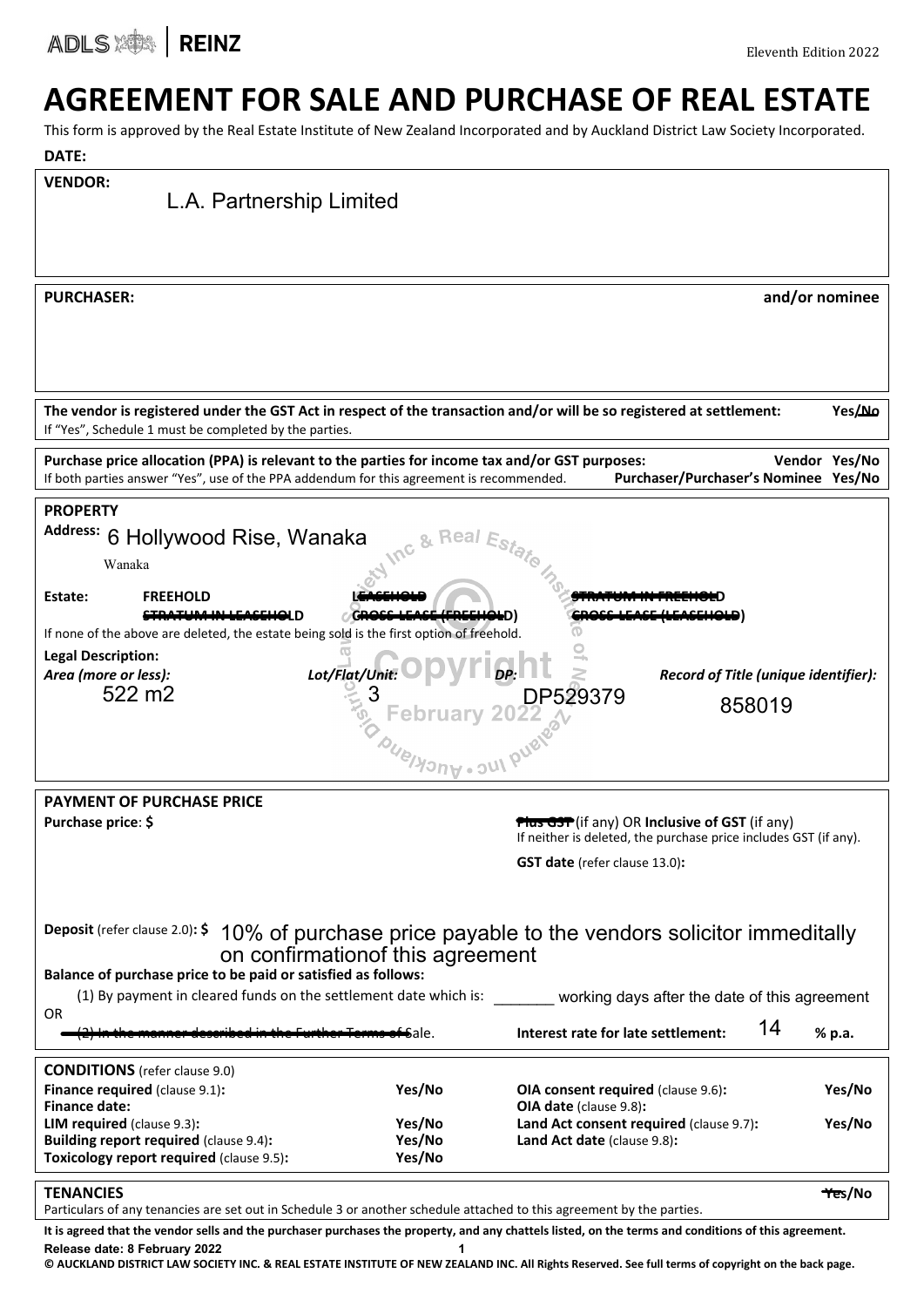ADLS | REINZ

Eleventh Edition 2022

# AGREEMENT FOR SALE AND PURCHASE OF REAL ESTATE

This form is approved by the Real Estate Institute of New Zealand Incorporated and by Auckland District Law Society Incorporated.

**DATE:**

**VENDOR:**

L.A. Partnership Limited

**PURCHASER:** **and/or nominee**

**The vendor is registered under the GST Act in respect of the transaction and/or will be so registered at settlement:** **Yes/~~No~~**
If "Yes", Schedule 1 must be completed by the parties.

**Purchase price allocation (PPA) is relevant to the parties for income tax and/or GST purposes:** **Vendor Yes/No**
If both parties answer "Yes", use of the PPA addendum for this agreement is recommended. **Purchaser/Purchaser's Nominee Yes/No**

**PROPERTY**

**Address:** 6 Hollywood Rise, Wanaka
Wanaka

**Estate:** **FREEHOLD** ~~**LEASEHOLD**~~ ~~**STRATUM IN FREEHOLD**~~ ~~**STRATUM IN LEASEHOLD**~~ ~~**CROSS-LEASE (FREEHOLD)**~~ ~~**CROSS-LEASE (LEASEHOLD)**~~

If none of the above are deleted, the estate being sold is the first option of freehold.

**Legal Description:**

| *Area (more or less):* | *Lot/Flat/Unit:* | *DP:* | *Record of Title (unique identifier):* |
|---|---|---|---|
| 522 m2 | 3 | DP529379 | 858019 |

**PAYMENT OF PURCHASE PRICE**

**Purchase price**: **$**

~~**Plus GST**~~ (if any) OR **Inclusive of GST** (if any)
If neither is deleted, the purchase price includes GST (if any).

**GST date** (refer clause 13.0)**:**

**Deposit** (refer clause 2.0)**: $** 10% of purchase price payable to the vendors solicitor immeditally on confirmationof this agreement

**Balance of purchase price to be paid or satisfied as follows:**

(1) By payment in cleared funds on the settlement date which is: _______ working days after the date of this agreement

OR

~~(2) In the manner described in the Further Terms of Sale.~~

**Interest rate for late settlement:** 14 **% p.a.**

**CONDITIONS** (refer clause 9.0)

| | | | |
|---|---|---|---|
| **Finance required** (clause 9.1)**:** | **Yes/No** | **OIA consent required** (clause 9.6)**:** | **Yes/No** |
| **Finance date:** | | **OIA date** (clause 9.8)**:** | |
| **LIM required** (clause 9.3)**:** | **Yes/No** | **Land Act consent required** (clause 9.7)**:** | **Yes/No** |
| **Building report required** (clause 9.4)**:** | **Yes/No** | **Land Act date** (clause 9.8)**:** | |
| **Toxicology report required** (clause 9.5)**:** | **Yes/No** | | |

**TENANCIES** **~~Yes~~/No**

Particulars of any tenancies are set out in Schedule 3 or another schedule attached to this agreement by the parties.

**It is agreed that the vendor sells and the purchaser purchases the property, and any chattels listed, on the terms and conditions of this agreement.**

**Release date: 8 February 2022**

**© AUCKLAND DISTRICT LAW SOCIETY INC. & REAL ESTATE INSTITUTE OF NEW ZEALAND INC. All Rights Reserved. See full terms of copyright on the back page.**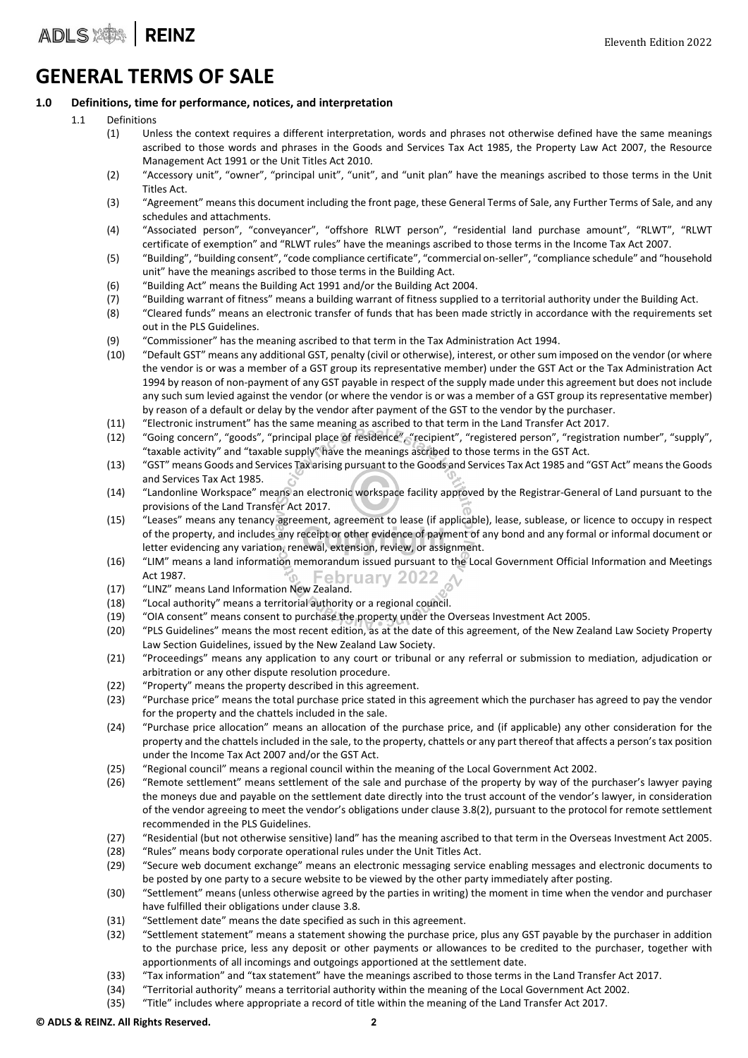# GENERAL TERMS OF SALE

## 1.0 Definitions, time for performance, notices, and interpretation

1.1 Definitions

(1) Unless the context requires a different interpretation, words and phrases not otherwise defined have the same meanings ascribed to those words and phrases in the Goods and Services Tax Act 1985, the Property Law Act 2007, the Resource Management Act 1991 or the Unit Titles Act 2010.

(2) "Accessory unit", "owner", "principal unit", "unit", and "unit plan" have the meanings ascribed to those terms in the Unit Titles Act.

(3) "Agreement" means this document including the front page, these General Terms of Sale, any Further Terms of Sale, and any schedules and attachments.

(4) "Associated person", "conveyancer", "offshore RLWT person", "residential land purchase amount", "RLWT", "RLWT certificate of exemption" and "RLWT rules" have the meanings ascribed to those terms in the Income Tax Act 2007.

(5) "Building", "building consent", "code compliance certificate", "commercial on-seller", "compliance schedule" and "household unit" have the meanings ascribed to those terms in the Building Act.

(6) "Building Act" means the Building Act 1991 and/or the Building Act 2004.

(7) "Building warrant of fitness" means a building warrant of fitness supplied to a territorial authority under the Building Act.

(8) "Cleared funds" means an electronic transfer of funds that has been made strictly in accordance with the requirements set out in the PLS Guidelines.

(9) "Commissioner" has the meaning ascribed to that term in the Tax Administration Act 1994.

(10) "Default GST" means any additional GST, penalty (civil or otherwise), interest, or other sum imposed on the vendor (or where the vendor is or was a member of a GST group its representative member) under the GST Act or the Tax Administration Act 1994 by reason of non-payment of any GST payable in respect of the supply made under this agreement but does not include any such sum levied against the vendor (or where the vendor is or was a member of a GST group its representative member) by reason of a default or delay by the vendor after payment of the GST to the vendor by the purchaser.

(11) "Electronic instrument" has the same meaning as ascribed to that term in the Land Transfer Act 2017.

(12) "Going concern", "goods", "principal place of residence", "recipient", "registered person", "registration number", "supply", "taxable activity" and "taxable supply" have the meanings ascribed to those terms in the GST Act.

(13) "GST" means Goods and Services Tax arising pursuant to the Goods and Services Tax Act 1985 and "GST Act" means the Goods and Services Tax Act 1985.

(14) "Landonline Workspace" means an electronic workspace facility approved by the Registrar-General of Land pursuant to the provisions of the Land Transfer Act 2017.

(15) "Leases" means any tenancy agreement, agreement to lease (if applicable), lease, sublease, or licence to occupy in respect of the property, and includes any receipt or other evidence of payment of any bond and any formal or informal document or letter evidencing any variation, renewal, extension, review, or assignment.

(16) "LIM" means a land information memorandum issued pursuant to the Local Government Official Information and Meetings Act 1987.

(17) "LINZ" means Land Information New Zealand.

(18) "Local authority" means a territorial authority or a regional council.

(19) "OIA consent" means consent to purchase the property under the Overseas Investment Act 2005.

(20) "PLS Guidelines" means the most recent edition, as at the date of this agreement, of the New Zealand Law Society Property Law Section Guidelines, issued by the New Zealand Law Society.

(21) "Proceedings" means any application to any court or tribunal or any referral or submission to mediation, adjudication or arbitration or any other dispute resolution procedure.

(22) "Property" means the property described in this agreement.

(23) "Purchase price" means the total purchase price stated in this agreement which the purchaser has agreed to pay the vendor for the property and the chattels included in the sale.

(24) "Purchase price allocation" means an allocation of the purchase price, and (if applicable) any other consideration for the property and the chattels included in the sale, to the property, chattels or any part thereof that affects a person's tax position under the Income Tax Act 2007 and/or the GST Act.

(25) "Regional council" means a regional council within the meaning of the Local Government Act 2002.

(26) "Remote settlement" means settlement of the sale and purchase of the property by way of the purchaser's lawyer paying the moneys due and payable on the settlement date directly into the trust account of the vendor's lawyer, in consideration of the vendor agreeing to meet the vendor's obligations under clause 3.8(2), pursuant to the protocol for remote settlement recommended in the PLS Guidelines.

(27) "Residential (but not otherwise sensitive) land" has the meaning ascribed to that term in the Overseas Investment Act 2005.

(28) "Rules" means body corporate operational rules under the Unit Titles Act.

(29) "Secure web document exchange" means an electronic messaging service enabling messages and electronic documents to be posted by one party to a secure website to be viewed by the other party immediately after posting.

(30) "Settlement" means (unless otherwise agreed by the parties in writing) the moment in time when the vendor and purchaser have fulfilled their obligations under clause 3.8.

(31) "Settlement date" means the date specified as such in this agreement.

(32) "Settlement statement" means a statement showing the purchase price, plus any GST payable by the purchaser in addition to the purchase price, less any deposit or other payments or allowances to be credited to the purchaser, together with apportionments of all incomings and outgoings apportioned at the settlement date.

(33) "Tax information" and "tax statement" have the meanings ascribed to those terms in the Land Transfer Act 2017.

(34) "Territorial authority" means a territorial authority within the meaning of the Local Government Act 2002.

(35) "Title" includes where appropriate a record of title within the meaning of the Land Transfer Act 2017.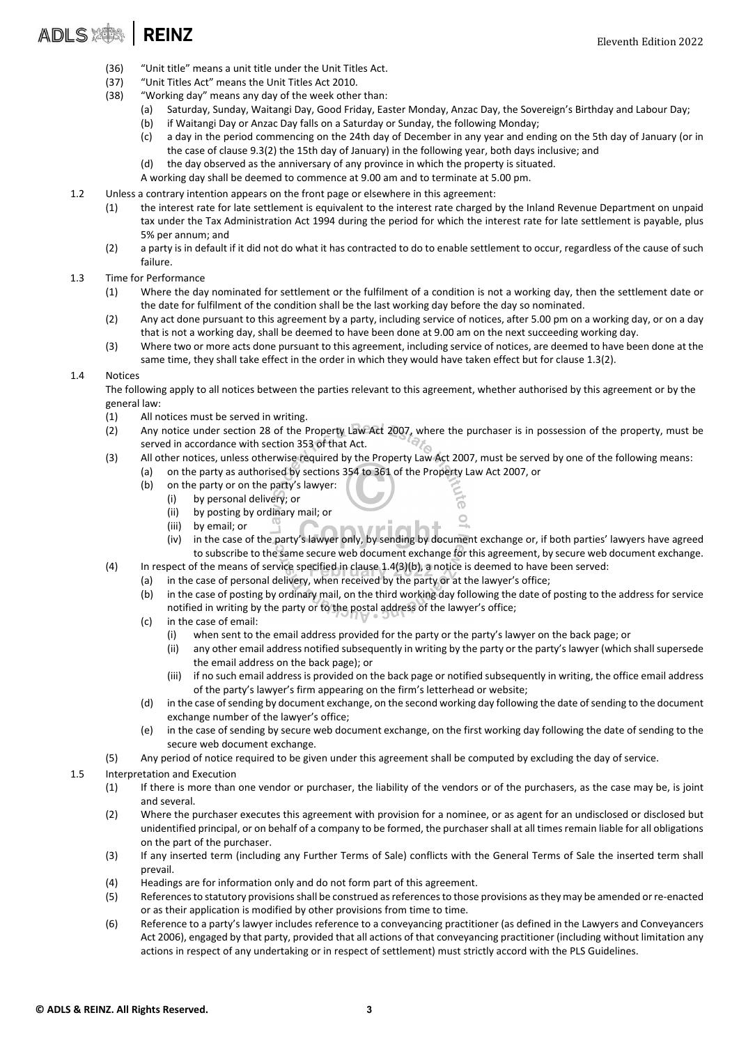(36) "Unit title" means a unit title under the Unit Titles Act.

(37) "Unit Titles Act" means the Unit Titles Act 2010.

(38) "Working day" means any day of the week other than:

- (a) Saturday, Sunday, Waitangi Day, Good Friday, Easter Monday, Anzac Day, the Sovereign's Birthday and Labour Day;
- (b) if Waitangi Day or Anzac Day falls on a Saturday or Sunday, the following Monday;
- (c) a day in the period commencing on the 24th day of December in any year and ending on the 5th day of January (or in the case of clause 9.3(2) the 15th day of January) in the following year, both days inclusive; and
- (d) the day observed as the anniversary of any province in which the property is situated.

A working day shall be deemed to commence at 9.00 am and to terminate at 5.00 pm.

1.2 Unless a contrary intention appears on the front page or elsewhere in this agreement:

- (1) the interest rate for late settlement is equivalent to the interest rate charged by the Inland Revenue Department on unpaid tax under the Tax Administration Act 1994 during the period for which the interest rate for late settlement is payable, plus 5% per annum; and
- (2) a party is in default if it did not do what it has contracted to do to enable settlement to occur, regardless of the cause of such failure.

1.3 Time for Performance

- (1) Where the day nominated for settlement or the fulfilment of a condition is not a working day, then the settlement date or the date for fulfilment of the condition shall be the last working day before the day so nominated.
- (2) Any act done pursuant to this agreement by a party, including service of notices, after 5.00 pm on a working day, or on a day that is not a working day, shall be deemed to have been done at 9.00 am on the next succeeding working day.
- (3) Where two or more acts done pursuant to this agreement, including service of notices, are deemed to have been done at the same time, they shall take effect in the order in which they would have taken effect but for clause 1.3(2).

1.4 Notices

The following apply to all notices between the parties relevant to this agreement, whether authorised by this agreement or by the general law:

- (1) All notices must be served in writing.
- (2) Any notice under section 28 of the Property Law Act 2007, where the purchaser is in possession of the property, must be served in accordance with section 353 of that Act.
- (3) All other notices, unless otherwise required by the Property Law Act 2007, must be served by one of the following means:
  - (a) on the party as authorised by sections 354 to 361 of the Property Law Act 2007, or
  - (b) on the party or on the party's lawyer:
    - (i) by personal delivery; or
    - (ii) by posting by ordinary mail; or
    - (iii) by email; or
    - (iv) in the case of the party's lawyer only, by sending by document exchange or, if both parties' lawyers have agreed to subscribe to the same secure web document exchange for this agreement, by secure web document exchange.
- (4) In respect of the means of service specified in clause 1.4(3)(b), a notice is deemed to have been served:
  - (a) in the case of personal delivery, when received by the party or at the lawyer's office;
  - (b) in the case of posting by ordinary mail, on the third working day following the date of posting to the address for service notified in writing by the party or to the postal address of the lawyer's office;
  - (c) in the case of email:
    - (i) when sent to the email address provided for the party or the party's lawyer on the back page; or
    - (ii) any other email address notified subsequently in writing by the party or the party's lawyer (which shall supersede the email address on the back page); or
    - (iii) if no such email address is provided on the back page or notified subsequently in writing, the office email address of the party's lawyer's firm appearing on the firm's letterhead or website;
  - (d) in the case of sending by document exchange, on the second working day following the date of sending to the document exchange number of the lawyer's office;
  - (e) in the case of sending by secure web document exchange, on the first working day following the date of sending to the secure web document exchange.
- (5) Any period of notice required to be given under this agreement shall be computed by excluding the day of service.

1.5 Interpretation and Execution

- (1) If there is more than one vendor or purchaser, the liability of the vendors or of the purchasers, as the case may be, is joint and several.
- (2) Where the purchaser executes this agreement with provision for a nominee, or as agent for an undisclosed or disclosed but unidentified principal, or on behalf of a company to be formed, the purchaser shall at all times remain liable for all obligations on the part of the purchaser.
- (3) If any inserted term (including any Further Terms of Sale) conflicts with the General Terms of Sale the inserted term shall prevail.
- (4) Headings are for information only and do not form part of this agreement.
- (5) References to statutory provisions shall be construed as references to those provisions as they may be amended or re-enacted or as their application is modified by other provisions from time to time.
- (6) Reference to a party's lawyer includes reference to a conveyancing practitioner (as defined in the Lawyers and Conveyancers Act 2006), engaged by that party, provided that all actions of that conveyancing practitioner (including without limitation any actions in respect of any undertaking or in respect of settlement) must strictly accord with the PLS Guidelines.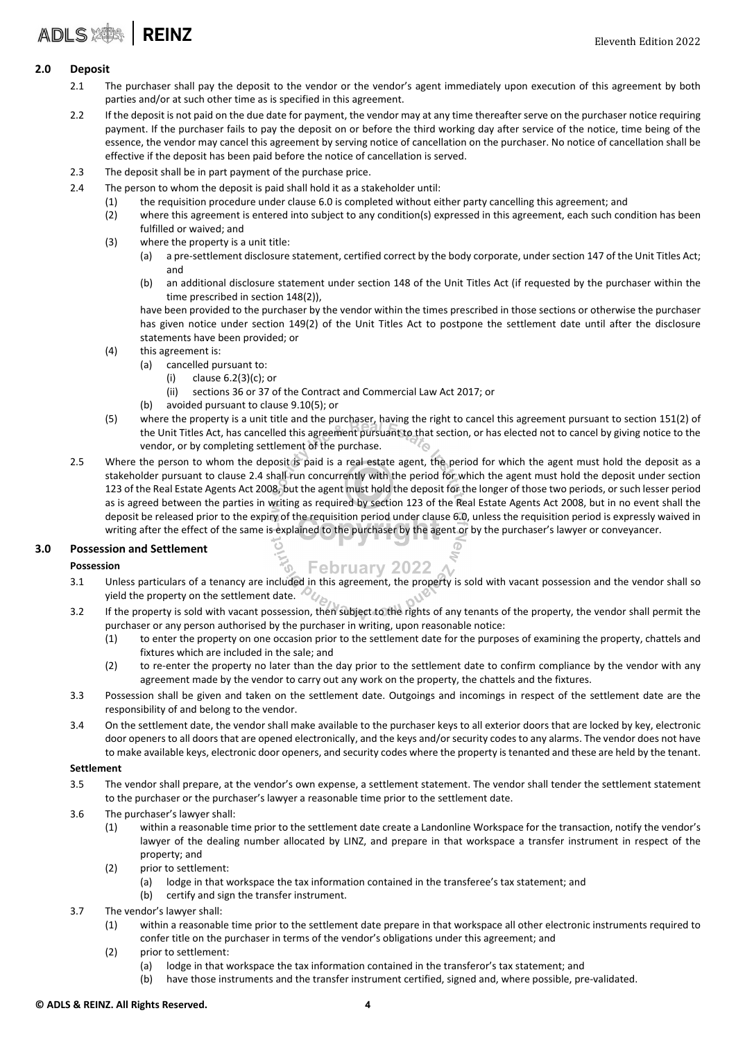## 2.0 Deposit

2.1 The purchaser shall pay the deposit to the vendor or the vendor's agent immediately upon execution of this agreement by both parties and/or at such other time as is specified in this agreement.

2.2 If the deposit is not paid on the due date for payment, the vendor may at any time thereafter serve on the purchaser notice requiring payment. If the purchaser fails to pay the deposit on or before the third working day after service of the notice, time being of the essence, the vendor may cancel this agreement by serving notice of cancellation on the purchaser. No notice of cancellation shall be effective if the deposit has been paid before the notice of cancellation is served.

2.3 The deposit shall be in part payment of the purchase price.

2.4 The person to whom the deposit is paid shall hold it as a stakeholder until:

(1) the requisition procedure under clause 6.0 is completed without either party cancelling this agreement; and

(2) where this agreement is entered into subject to any condition(s) expressed in this agreement, each such condition has been fulfilled or waived; and

(3) where the property is a unit title:

(a) a pre-settlement disclosure statement, certified correct by the body corporate, under section 147 of the Unit Titles Act; and

(b) an additional disclosure statement under section 148 of the Unit Titles Act (if requested by the purchaser within the time prescribed in section 148(2)),

have been provided to the purchaser by the vendor within the times prescribed in those sections or otherwise the purchaser has given notice under section 149(2) of the Unit Titles Act to postpone the settlement date until after the disclosure statements have been provided; or

(4) this agreement is:

(a) cancelled pursuant to:

(i) clause 6.2(3)(c); or

(ii) sections 36 or 37 of the Contract and Commercial Law Act 2017; or

(b) avoided pursuant to clause 9.10(5); or

(5) where the property is a unit title and the purchaser, having the right to cancel this agreement pursuant to section 151(2) of the Unit Titles Act, has cancelled this agreement pursuant to that section, or has elected not to cancel by giving notice to the vendor, or by completing settlement of the purchase.

2.5 Where the person to whom the deposit is paid is a real estate agent, the period for which the agent must hold the deposit as a stakeholder pursuant to clause 2.4 shall run concurrently with the period for which the agent must hold the deposit under section 123 of the Real Estate Agents Act 2008, but the agent must hold the deposit for the longer of those two periods, or such lesser period as is agreed between the parties in writing as required by section 123 of the Real Estate Agents Act 2008, but in no event shall the deposit be released prior to the expiry of the requisition period under clause 6.0, unless the requisition period is expressly waived in writing after the effect of the same is explained to the purchaser by the agent or by the purchaser's lawyer or conveyancer.

## 3.0 Possession and Settlement

### Possession

3.1 Unless particulars of a tenancy are included in this agreement, the property is sold with vacant possession and the vendor shall so yield the property on the settlement date.

3.2 If the property is sold with vacant possession, then subject to the rights of any tenants of the property, the vendor shall permit the purchaser or any person authorised by the purchaser in writing, upon reasonable notice:

(1) to enter the property on one occasion prior to the settlement date for the purposes of examining the property, chattels and fixtures which are included in the sale; and

(2) to re-enter the property no later than the day prior to the settlement date to confirm compliance by the vendor with any agreement made by the vendor to carry out any work on the property, the chattels and the fixtures.

3.3 Possession shall be given and taken on the settlement date. Outgoings and incomings in respect of the settlement date are the responsibility of and belong to the vendor.

3.4 On the settlement date, the vendor shall make available to the purchaser keys to all exterior doors that are locked by key, electronic door openers to all doors that are opened electronically, and the keys and/or security codes to any alarms. The vendor does not have to make available keys, electronic door openers, and security codes where the property is tenanted and these are held by the tenant.

### Settlement

3.5 The vendor shall prepare, at the vendor's own expense, a settlement statement. The vendor shall tender the settlement statement to the purchaser or the purchaser's lawyer a reasonable time prior to the settlement date.

3.6 The purchaser's lawyer shall:

(1) within a reasonable time prior to the settlement date create a Landonline Workspace for the transaction, notify the vendor's lawyer of the dealing number allocated by LINZ, and prepare in that workspace a transfer instrument in respect of the property; and

(2) prior to settlement:

(a) lodge in that workspace the tax information contained in the transferee's tax statement; and

(b) certify and sign the transfer instrument.

3.7 The vendor's lawyer shall:

(1) within a reasonable time prior to the settlement date prepare in that workspace all other electronic instruments required to confer title on the purchaser in terms of the vendor's obligations under this agreement; and

(2) prior to settlement:

(a) lodge in that workspace the tax information contained in the transferor's tax statement; and

(b) have those instruments and the transfer instrument certified, signed and, where possible, pre-validated.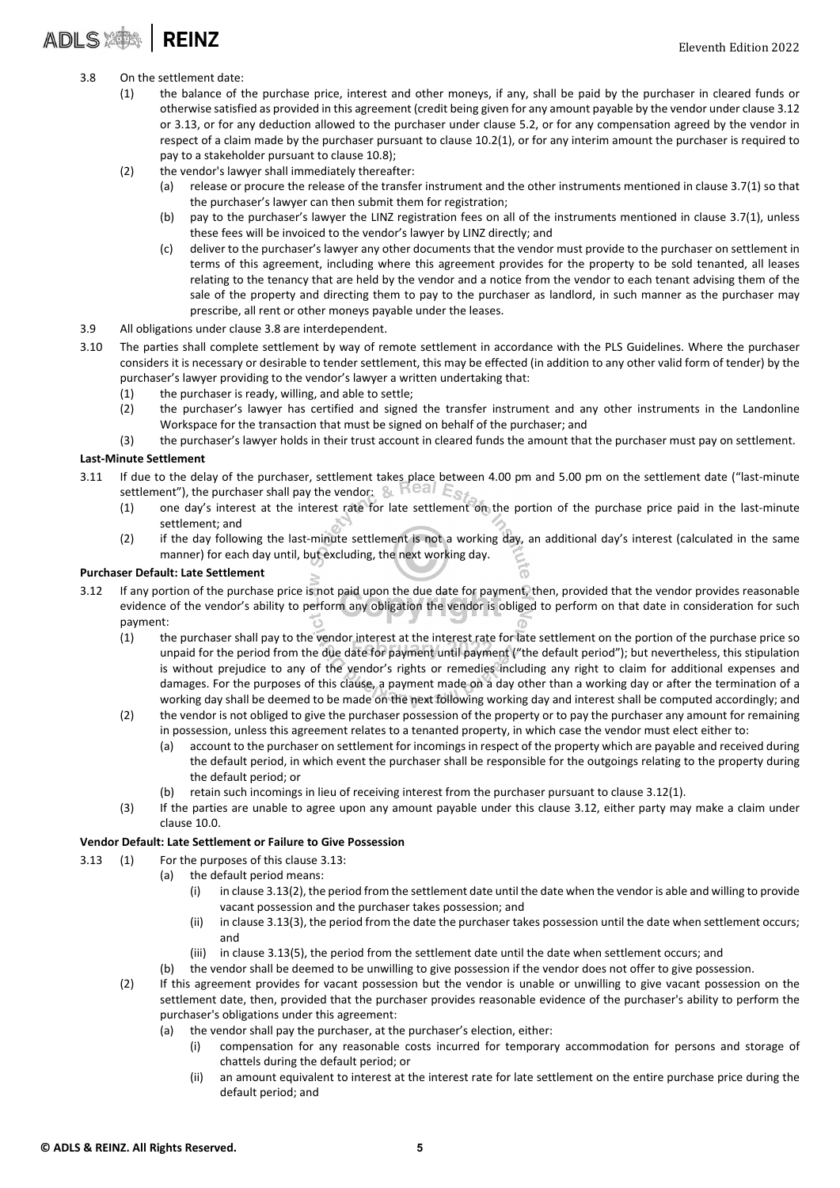3.8 On the settlement date:

(1) the balance of the purchase price, interest and other moneys, if any, shall be paid by the purchaser in cleared funds or otherwise satisfied as provided in this agreement (credit being given for any amount payable by the vendor under clause 3.12 or 3.13, or for any deduction allowed to the purchaser under clause 5.2, or for any compensation agreed by the vendor in respect of a claim made by the purchaser pursuant to clause 10.2(1), or for any interim amount the purchaser is required to pay to a stakeholder pursuant to clause 10.8);

(2) the vendor's lawyer shall immediately thereafter:

(a) release or procure the release of the transfer instrument and the other instruments mentioned in clause 3.7(1) so that the purchaser's lawyer can then submit them for registration;

(b) pay to the purchaser's lawyer the LINZ registration fees on all of the instruments mentioned in clause 3.7(1), unless these fees will be invoiced to the vendor's lawyer by LINZ directly; and

(c) deliver to the purchaser's lawyer any other documents that the vendor must provide to the purchaser on settlement in terms of this agreement, including where this agreement provides for the property to be sold tenanted, all leases relating to the tenancy that are held by the vendor and a notice from the vendor to each tenant advising them of the sale of the property and directing them to pay to the purchaser as landlord, in such manner as the purchaser may prescribe, all rent or other moneys payable under the leases.

3.9 All obligations under clause 3.8 are interdependent.

3.10 The parties shall complete settlement by way of remote settlement in accordance with the PLS Guidelines. Where the purchaser considers it is necessary or desirable to tender settlement, this may be effected (in addition to any other valid form of tender) by the purchaser's lawyer providing to the vendor's lawyer a written undertaking that:

(1) the purchaser is ready, willing, and able to settle;

(2) the purchaser's lawyer has certified and signed the transfer instrument and any other instruments in the Landonline Workspace for the transaction that must be signed on behalf of the purchaser; and

(3) the purchaser's lawyer holds in their trust account in cleared funds the amount that the purchaser must pay on settlement.

**Last-Minute Settlement**

3.11 If due to the delay of the purchaser, settlement takes place between 4.00 pm and 5.00 pm on the settlement date ("last-minute settlement"), the purchaser shall pay the vendor:

(1) one day's interest at the interest rate for late settlement on the portion of the purchase price paid in the last-minute settlement; and

(2) if the day following the last-minute settlement is not a working day, an additional day's interest (calculated in the same manner) for each day until, but excluding, the next working day.

**Purchaser Default: Late Settlement**

3.12 If any portion of the purchase price is not paid upon the due date for payment, then, provided that the vendor provides reasonable evidence of the vendor's ability to perform any obligation the vendor is obliged to perform on that date in consideration for such payment:

(1) the purchaser shall pay to the vendor interest at the interest rate for late settlement on the portion of the purchase price so unpaid for the period from the due date for payment until payment ("the default period"); but nevertheless, this stipulation is without prejudice to any of the vendor's rights or remedies including any right to claim for additional expenses and damages. For the purposes of this clause, a payment made on a day other than a working day or after the termination of a working day shall be deemed to be made on the next following working day and interest shall be computed accordingly; and

(2) the vendor is not obliged to give the purchaser possession of the property or to pay the purchaser any amount for remaining in possession, unless this agreement relates to a tenanted property, in which case the vendor must elect either to:

(a) account to the purchaser on settlement for incomings in respect of the property which are payable and received during the default period, in which event the purchaser shall be responsible for the outgoings relating to the property during the default period; or

(b) retain such incomings in lieu of receiving interest from the purchaser pursuant to clause 3.12(1).

(3) If the parties are unable to agree upon any amount payable under this clause 3.12, either party may make a claim under clause 10.0.

**Vendor Default: Late Settlement or Failure to Give Possession**

3.13 (1) For the purposes of this clause 3.13:

(a) the default period means:

(i) in clause 3.13(2), the period from the settlement date until the date when the vendor is able and willing to provide vacant possession and the purchaser takes possession; and

(ii) in clause 3.13(3), the period from the date the purchaser takes possession until the date when settlement occurs; and

(iii) in clause 3.13(5), the period from the settlement date until the date when settlement occurs; and

(b) the vendor shall be deemed to be unwilling to give possession if the vendor does not offer to give possession.

(2) If this agreement provides for vacant possession but the vendor is unable or unwilling to give vacant possession on the settlement date, then, provided that the purchaser provides reasonable evidence of the purchaser's ability to perform the purchaser's obligations under this agreement:

(a) the vendor shall pay the purchaser, at the purchaser's election, either:

(i) compensation for any reasonable costs incurred for temporary accommodation for persons and storage of chattels during the default period; or

(ii) an amount equivalent to interest at the interest rate for late settlement on the entire purchase price during the default period; and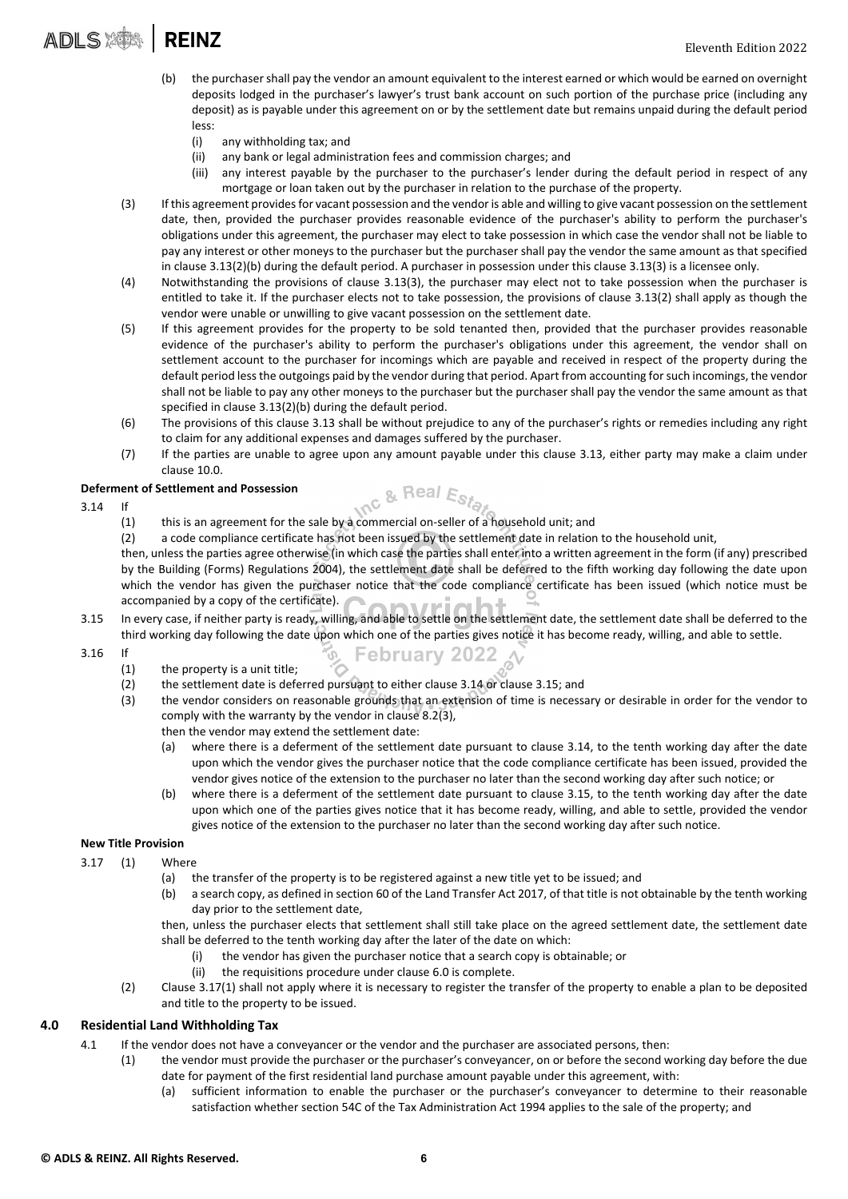(b) the purchaser shall pay the vendor an amount equivalent to the interest earned or which would be earned on overnight deposits lodged in the purchaser's lawyer's trust bank account on such portion of the purchase price (including any deposit) as is payable under this agreement on or by the settlement date but remains unpaid during the default period less:

(i) any withholding tax; and

(ii) any bank or legal administration fees and commission charges; and

(iii) any interest payable by the purchaser to the purchaser's lender during the default period in respect of any mortgage or loan taken out by the purchaser in relation to the purchase of the property.

(3) If this agreement provides for vacant possession and the vendor is able and willing to give vacant possession on the settlement date, then, provided the purchaser provides reasonable evidence of the purchaser's ability to perform the purchaser's obligations under this agreement, the purchaser may elect to take possession in which case the vendor shall not be liable to pay any interest or other moneys to the purchaser but the purchaser shall pay the vendor the same amount as that specified in clause 3.13(2)(b) during the default period. A purchaser in possession under this clause 3.13(3) is a licensee only.

(4) Notwithstanding the provisions of clause 3.13(3), the purchaser may elect not to take possession when the purchaser is entitled to take it. If the purchaser elects not to take possession, the provisions of clause 3.13(2) shall apply as though the vendor were unable or unwilling to give vacant possession on the settlement date.

(5) If this agreement provides for the property to be sold tenanted then, provided that the purchaser provides reasonable evidence of the purchaser's ability to perform the purchaser's obligations under this agreement, the vendor shall on settlement account to the purchaser for incomings which are payable and received in respect of the property during the default period less the outgoings paid by the vendor during that period. Apart from accounting for such incomings, the vendor shall not be liable to pay any other moneys to the purchaser but the purchaser shall pay the vendor the same amount as that specified in clause 3.13(2)(b) during the default period.

(6) The provisions of this clause 3.13 shall be without prejudice to any of the purchaser's rights or remedies including any right to claim for any additional expenses and damages suffered by the purchaser.

(7) If the parties are unable to agree upon any amount payable under this clause 3.13, either party may make a claim under clause 10.0.

**Deferment of Settlement and Possession**

3.14 If

(1) this is an agreement for the sale by a commercial on-seller of a household unit; and

(2) a code compliance certificate has not been issued by the settlement date in relation to the household unit,

then, unless the parties agree otherwise (in which case the parties shall enter into a written agreement in the form (if any) prescribed by the Building (Forms) Regulations 2004), the settlement date shall be deferred to the fifth working day following the date upon which the vendor has given the purchaser notice that the code compliance certificate has been issued (which notice must be accompanied by a copy of the certificate).

3.15 In every case, if neither party is ready, willing, and able to settle on the settlement date, the settlement date shall be deferred to the third working day following the date upon which one of the parties gives notice it has become ready, willing, and able to settle.

3.16 If

(1) the property is a unit title;

(2) the settlement date is deferred pursuant to either clause 3.14 or clause 3.15; and

(3) the vendor considers on reasonable grounds that an extension of time is necessary or desirable in order for the vendor to comply with the warranty by the vendor in clause 8.2(3),

then the vendor may extend the settlement date:

(a) where there is a deferment of the settlement date pursuant to clause 3.14, to the tenth working day after the date upon which the vendor gives the purchaser notice that the code compliance certificate has been issued, provided the vendor gives notice of the extension to the purchaser no later than the second working day after such notice; or

(b) where there is a deferment of the settlement date pursuant to clause 3.15, to the tenth working day after the date upon which one of the parties gives notice that it has become ready, willing, and able to settle, provided the vendor gives notice of the extension to the purchaser no later than the second working day after such notice.

**New Title Provision**

3.17 (1) Where

(a) the transfer of the property is to be registered against a new title yet to be issued; and

(b) a search copy, as defined in section 60 of the Land Transfer Act 2017, of that title is not obtainable by the tenth working day prior to the settlement date,

then, unless the purchaser elects that settlement shall still take place on the agreed settlement date, the settlement date shall be deferred to the tenth working day after the later of the date on which:

(i) the vendor has given the purchaser notice that a search copy is obtainable; or

(ii) the requisitions procedure under clause 6.0 is complete.

(2) Clause 3.17(1) shall not apply where it is necessary to register the transfer of the property to enable a plan to be deposited and title to the property to be issued.

## 4.0 Residential Land Withholding Tax

4.1 If the vendor does not have a conveyancer or the vendor and the purchaser are associated persons, then:

(1) the vendor must provide the purchaser or the purchaser's conveyancer, on or before the second working day before the due date for payment of the first residential land purchase amount payable under this agreement, with:

(a) sufficient information to enable the purchaser or the purchaser's conveyancer to determine to their reasonable satisfaction whether section 54C of the Tax Administration Act 1994 applies to the sale of the property; and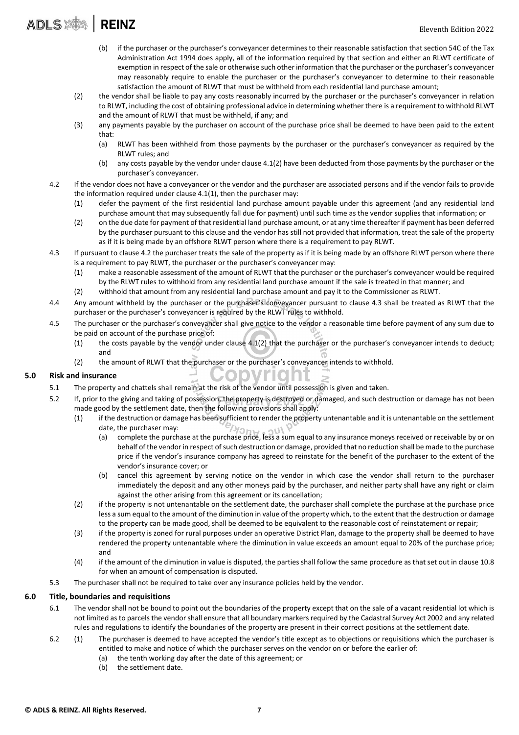(b) if the purchaser or the purchaser's conveyancer determines to their reasonable satisfaction that section 54C of the Tax Administration Act 1994 does apply, all of the information required by that section and either an RLWT certificate of exemption in respect of the sale or otherwise such other information that the purchaser or the purchaser's conveyancer may reasonably require to enable the purchaser or the purchaser's conveyancer to determine to their reasonable satisfaction the amount of RLWT that must be withheld from each residential land purchase amount;

(2) the vendor shall be liable to pay any costs reasonably incurred by the purchaser or the purchaser's conveyancer in relation to RLWT, including the cost of obtaining professional advice in determining whether there is a requirement to withhold RLWT and the amount of RLWT that must be withheld, if any; and

(3) any payments payable by the purchaser on account of the purchase price shall be deemed to have been paid to the extent that:

(a) RLWT has been withheld from those payments by the purchaser or the purchaser's conveyancer as required by the RLWT rules; and

(b) any costs payable by the vendor under clause 4.1(2) have been deducted from those payments by the purchaser or the purchaser's conveyancer.

4.2 If the vendor does not have a conveyancer or the vendor and the purchaser are associated persons and if the vendor fails to provide the information required under clause 4.1(1), then the purchaser may:

(1) defer the payment of the first residential land purchase amount payable under this agreement (and any residential land purchase amount that may subsequently fall due for payment) until such time as the vendor supplies that information; or

(2) on the due date for payment of that residential land purchase amount, or at any time thereafter if payment has been deferred by the purchaser pursuant to this clause and the vendor has still not provided that information, treat the sale of the property as if it is being made by an offshore RLWT person where there is a requirement to pay RLWT.

4.3 If pursuant to clause 4.2 the purchaser treats the sale of the property as if it is being made by an offshore RLWT person where there is a requirement to pay RLWT, the purchaser or the purchaser's conveyancer may:

(1) make a reasonable assessment of the amount of RLWT that the purchaser or the purchaser's conveyancer would be required by the RLWT rules to withhold from any residential land purchase amount if the sale is treated in that manner; and

(2) withhold that amount from any residential land purchase amount and pay it to the Commissioner as RLWT.

4.4 Any amount withheld by the purchaser or the purchaser's conveyancer pursuant to clause 4.3 shall be treated as RLWT that the purchaser or the purchaser's conveyancer is required by the RLWT rules to withhold.

4.5 The purchaser or the purchaser's conveyancer shall give notice to the vendor a reasonable time before payment of any sum due to be paid on account of the purchase price of:

(1) the costs payable by the vendor under clause 4.1(2) that the purchaser or the purchaser's conveyancer intends to deduct; and

(2) the amount of RLWT that the purchaser or the purchaser's conveyancer intends to withhold.

## 5.0 Risk and insurance

5.1 The property and chattels shall remain at the risk of the vendor until possession is given and taken.

5.2 If, prior to the giving and taking of possession, the property is destroyed or damaged, and such destruction or damage has not been made good by the settlement date, then the following provisions shall apply:

(1) if the destruction or damage has been sufficient to render the property untenantable and it is untenantable on the settlement date, the purchaser may:

(a) complete the purchase at the purchase price, less a sum equal to any insurance moneys received or receivable by or on behalf of the vendor in respect of such destruction or damage, provided that no reduction shall be made to the purchase price if the vendor's insurance company has agreed to reinstate for the benefit of the purchaser to the extent of the vendor's insurance cover; or

(b) cancel this agreement by serving notice on the vendor in which case the vendor shall return to the purchaser immediately the deposit and any other moneys paid by the purchaser, and neither party shall have any right or claim against the other arising from this agreement or its cancellation;

(2) if the property is not untenantable on the settlement date, the purchaser shall complete the purchase at the purchase price less a sum equal to the amount of the diminution in value of the property which, to the extent that the destruction or damage to the property can be made good, shall be deemed to be equivalent to the reasonable cost of reinstatement or repair;

(3) if the property is zoned for rural purposes under an operative District Plan, damage to the property shall be deemed to have rendered the property untenantable where the diminution in value exceeds an amount equal to 20% of the purchase price; and

(4) if the amount of the diminution in value is disputed, the parties shall follow the same procedure as that set out in clause 10.8 for when an amount of compensation is disputed.

5.3 The purchaser shall not be required to take over any insurance policies held by the vendor.

## 6.0 Title, boundaries and requisitions

6.1 The vendor shall not be bound to point out the boundaries of the property except that on the sale of a vacant residential lot which is not limited as to parcels the vendor shall ensure that all boundary markers required by the Cadastral Survey Act 2002 and any related rules and regulations to identify the boundaries of the property are present in their correct positions at the settlement date.

6.2 (1) The purchaser is deemed to have accepted the vendor's title except as to objections or requisitions which the purchaser is entitled to make and notice of which the purchaser serves on the vendor on or before the earlier of:

(a) the tenth working day after the date of this agreement; or

(b) the settlement date.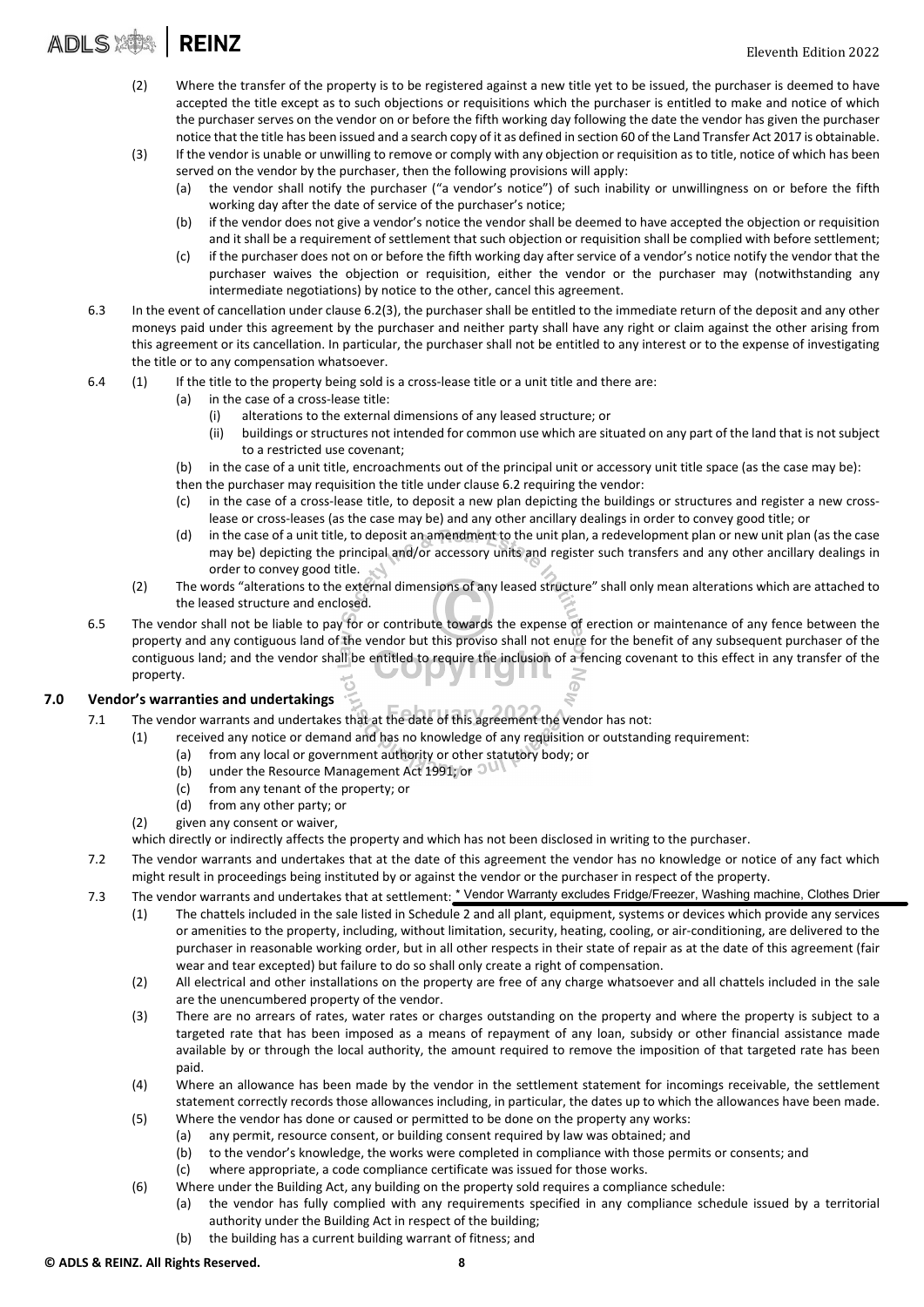(2) Where the transfer of the property is to be registered against a new title yet to be issued, the purchaser is deemed to have accepted the title except as to such objections or requisitions which the purchaser is entitled to make and notice of which the purchaser serves on the vendor on or before the fifth working day following the date the vendor has given the purchaser notice that the title has been issued and a search copy of it as defined in section 60 of the Land Transfer Act 2017 is obtainable.

(3) If the vendor is unable or unwilling to remove or comply with any objection or requisition as to title, notice of which has been served on the vendor by the purchaser, then the following provisions will apply:

- (a) the vendor shall notify the purchaser ("a vendor's notice") of such inability or unwillingness on or before the fifth working day after the date of service of the purchaser's notice;
- (b) if the vendor does not give a vendor's notice the vendor shall be deemed to have accepted the objection or requisition and it shall be a requirement of settlement that such objection or requisition shall be complied with before settlement;
- (c) if the purchaser does not on or before the fifth working day after service of a vendor's notice notify the vendor that the purchaser waives the objection or requisition, either the vendor or the purchaser may (notwithstanding any intermediate negotiations) by notice to the other, cancel this agreement.

6.3 In the event of cancellation under clause 6.2(3), the purchaser shall be entitled to the immediate return of the deposit and any other moneys paid under this agreement by the purchaser and neither party shall have any right or claim against the other arising from this agreement or its cancellation. In particular, the purchaser shall not be entitled to any interest or to the expense of investigating the title or to any compensation whatsoever.

6.4 (1) If the title to the property being sold is a cross-lease title or a unit title and there are:

- (a) in the case of a cross-lease title:
  - (i) alterations to the external dimensions of any leased structure; or
  - (ii) buildings or structures not intended for common use which are situated on any part of the land that is not subject to a restricted use covenant;
- (b) in the case of a unit title, encroachments out of the principal unit or accessory unit title space (as the case may be):

then the purchaser may requisition the title under clause 6.2 requiring the vendor:

- (c) in the case of a cross-lease title, to deposit a new plan depicting the buildings or structures and register a new cross-lease or cross-leases (as the case may be) and any other ancillary dealings in order to convey good title; or
- (d) in the case of a unit title, to deposit an amendment to the unit plan, a redevelopment plan or new unit plan (as the case may be) depicting the principal and/or accessory units and register such transfers and any other ancillary dealings in order to convey good title.

(2) The words "alterations to the external dimensions of any leased structure" shall only mean alterations which are attached to the leased structure and enclosed.

6.5 The vendor shall not be liable to pay for or contribute towards the expense of erection or maintenance of any fence between the property and any contiguous land of the vendor but this proviso shall not enure for the benefit of any subsequent purchaser of the contiguous land; and the vendor shall be entitled to require the inclusion of a fencing covenant to this effect in any transfer of the property.

## 7.0 Vendor's warranties and undertakings

7.1 The vendor warrants and undertakes that at the date of this agreement the vendor has not:

(1) received any notice or demand and has no knowledge of any requisition or outstanding requirement:

- (a) from any local or government authority or other statutory body; or
- (b) under the Resource Management Act 1991; or
- (c) from any tenant of the property; or
- (d) from any other party; or

(2) given any consent or waiver,

which directly or indirectly affects the property and which has not been disclosed in writing to the purchaser.

7.2 The vendor warrants and undertakes that at the date of this agreement the vendor has no knowledge or notice of any fact which might result in proceedings being instituted by or against the vendor or the purchaser in respect of the property.

7.3 The vendor warrants and undertakes that at settlement: * Vendor Warranty excludes Fridge/Freezer, Washing machine, Clothes Drier

(1) The chattels included in the sale listed in Schedule 2 and all plant, equipment, systems or devices which provide any services or amenities to the property, including, without limitation, security, heating, cooling, or air-conditioning, are delivered to the purchaser in reasonable working order, but in all other respects in their state of repair as at the date of this agreement (fair wear and tear excepted) but failure to do so shall only create a right of compensation.

(2) All electrical and other installations on the property are free of any charge whatsoever and all chattels included in the sale are the unencumbered property of the vendor.

(3) There are no arrears of rates, water rates or charges outstanding on the property and where the property is subject to a targeted rate that has been imposed as a means of repayment of any loan, subsidy or other financial assistance made available by or through the local authority, the amount required to remove the imposition of that targeted rate has been paid.

(4) Where an allowance has been made by the vendor in the settlement statement for incomings receivable, the settlement statement correctly records those allowances including, in particular, the dates up to which the allowances have been made.

(5) Where the vendor has done or caused or permitted to be done on the property any works:

- (a) any permit, resource consent, or building consent required by law was obtained; and
- (b) to the vendor's knowledge, the works were completed in compliance with those permits or consents; and
- (c) where appropriate, a code compliance certificate was issued for those works.

(6) Where under the Building Act, any building on the property sold requires a compliance schedule:

- (a) the vendor has fully complied with any requirements specified in any compliance schedule issued by a territorial authority under the Building Act in respect of the building;
- (b) the building has a current building warrant of fitness; and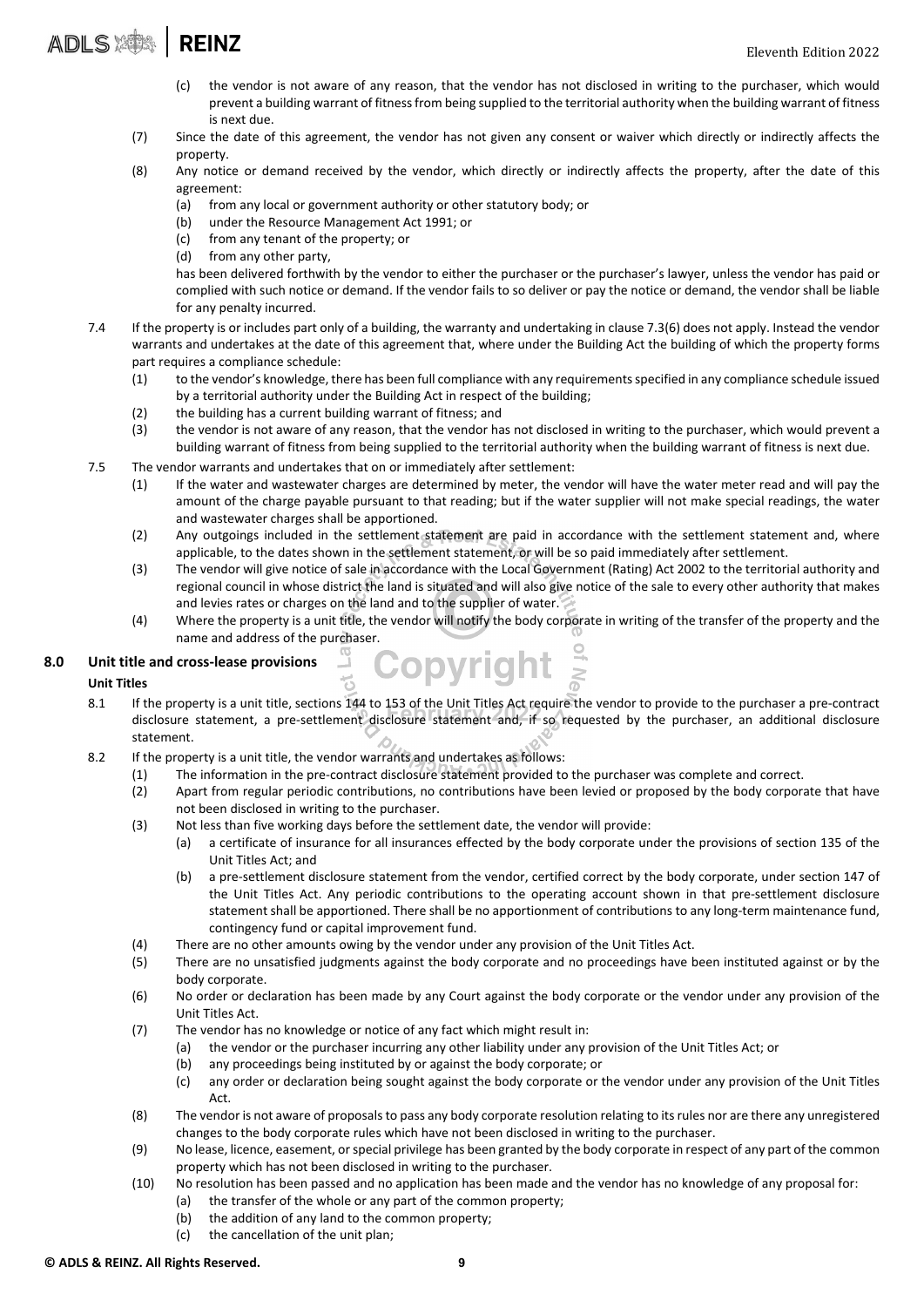(c) the vendor is not aware of any reason, that the vendor has not disclosed in writing to the purchaser, which would prevent a building warrant of fitness from being supplied to the territorial authority when the building warrant of fitness is next due.

(7) Since the date of this agreement, the vendor has not given any consent or waiver which directly or indirectly affects the property.

(8) Any notice or demand received by the vendor, which directly or indirectly affects the property, after the date of this agreement:

(a) from any local or government authority or other statutory body; or

(b) under the Resource Management Act 1991; or

(c) from any tenant of the property; or

(d) from any other party,

has been delivered forthwith by the vendor to either the purchaser or the purchaser's lawyer, unless the vendor has paid or complied with such notice or demand. If the vendor fails to so deliver or pay the notice or demand, the vendor shall be liable for any penalty incurred.

7.4 If the property is or includes part only of a building, the warranty and undertaking in clause 7.3(6) does not apply. Instead the vendor warrants and undertakes at the date of this agreement that, where under the Building Act the building of which the property forms part requires a compliance schedule:

(1) to the vendor's knowledge, there has been full compliance with any requirements specified in any compliance schedule issued by a territorial authority under the Building Act in respect of the building;

(2) the building has a current building warrant of fitness; and

(3) the vendor is not aware of any reason, that the vendor has not disclosed in writing to the purchaser, which would prevent a building warrant of fitness from being supplied to the territorial authority when the building warrant of fitness is next due.

7.5 The vendor warrants and undertakes that on or immediately after settlement:

(1) If the water and wastewater charges are determined by meter, the vendor will have the water meter read and will pay the amount of the charge payable pursuant to that reading; but if the water supplier will not make special readings, the water and wastewater charges shall be apportioned.

(2) Any outgoings included in the settlement statement are paid in accordance with the settlement statement and, where applicable, to the dates shown in the settlement statement, or will be so paid immediately after settlement.

(3) The vendor will give notice of sale in accordance with the Local Government (Rating) Act 2002 to the territorial authority and regional council in whose district the land is situated and will also give notice of the sale to every other authority that makes and levies rates or charges on the land and to the supplier of water.

(4) Where the property is a unit title, the vendor will notify the body corporate in writing of the transfer of the property and the name and address of the purchaser.

## 8.0 Unit title and cross-lease provisions

### Unit Titles

8.1 If the property is a unit title, sections 144 to 153 of the Unit Titles Act require the vendor to provide to the purchaser a pre-contract disclosure statement, a pre-settlement disclosure statement and, if so requested by the purchaser, an additional disclosure statement.

8.2 If the property is a unit title, the vendor warrants and undertakes as follows:

(1) The information in the pre-contract disclosure statement provided to the purchaser was complete and correct.

(2) Apart from regular periodic contributions, no contributions have been levied or proposed by the body corporate that have not been disclosed in writing to the purchaser.

(3) Not less than five working days before the settlement date, the vendor will provide:

(a) a certificate of insurance for all insurances effected by the body corporate under the provisions of section 135 of the Unit Titles Act; and

(b) a pre-settlement disclosure statement from the vendor, certified correct by the body corporate, under section 147 of the Unit Titles Act. Any periodic contributions to the operating account shown in that pre-settlement disclosure statement shall be apportioned. There shall be no apportionment of contributions to any long-term maintenance fund, contingency fund or capital improvement fund.

(4) There are no other amounts owing by the vendor under any provision of the Unit Titles Act.

(5) There are no unsatisfied judgments against the body corporate and no proceedings have been instituted against or by the body corporate.

(6) No order or declaration has been made by any Court against the body corporate or the vendor under any provision of the Unit Titles Act.

(7) The vendor has no knowledge or notice of any fact which might result in:

(a) the vendor or the purchaser incurring any other liability under any provision of the Unit Titles Act; or

(b) any proceedings being instituted by or against the body corporate; or

(c) any order or declaration being sought against the body corporate or the vendor under any provision of the Unit Titles Act.

(8) The vendor is not aware of proposals to pass any body corporate resolution relating to its rules nor are there any unregistered changes to the body corporate rules which have not been disclosed in writing to the purchaser.

(9) No lease, licence, easement, or special privilege has been granted by the body corporate in respect of any part of the common property which has not been disclosed in writing to the purchaser.

(10) No resolution has been passed and no application has been made and the vendor has no knowledge of any proposal for:

(a) the transfer of the whole or any part of the common property;

(b) the addition of any land to the common property;

(c) the cancellation of the unit plan;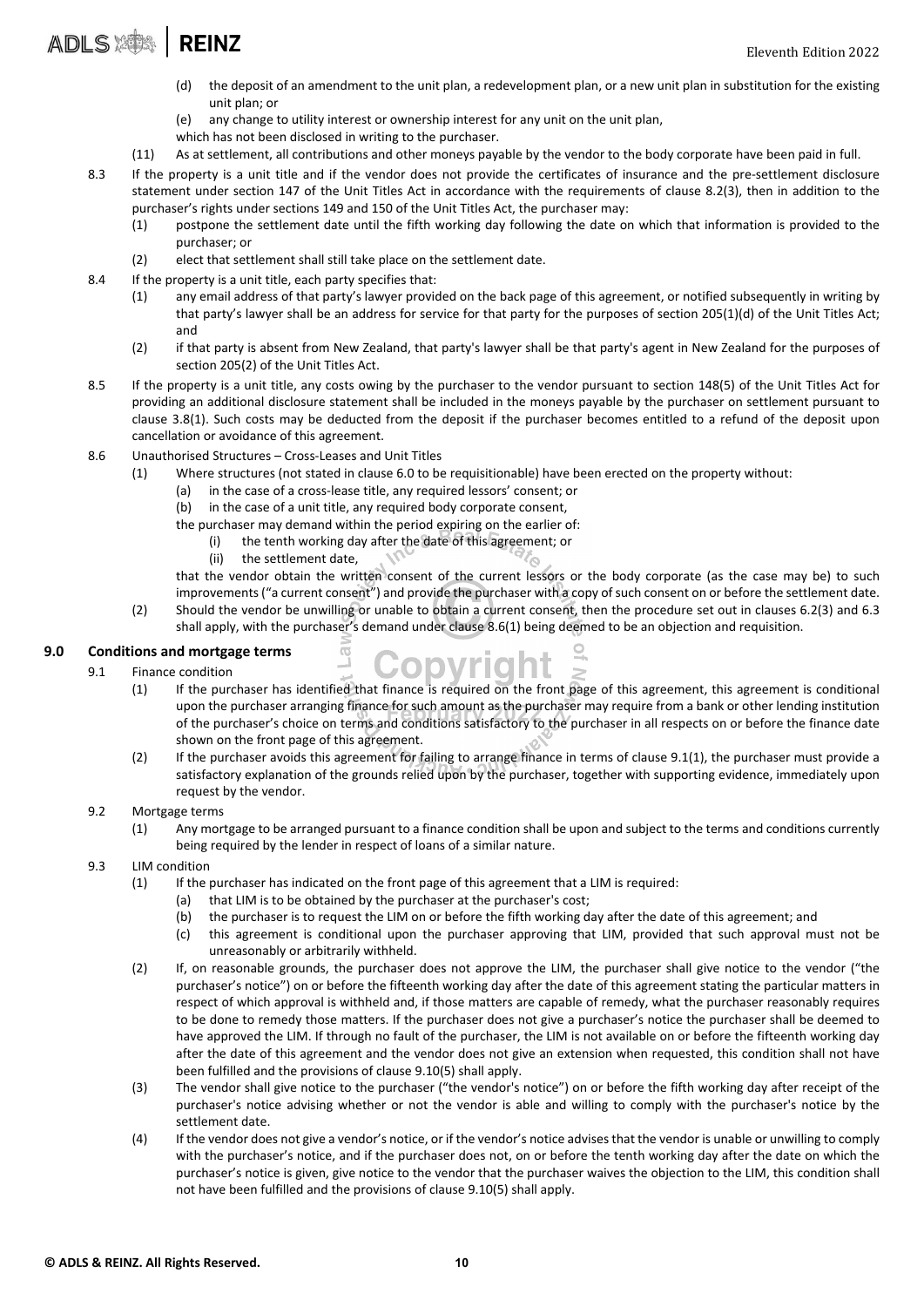(d) the deposit of an amendment to the unit plan, a redevelopment plan, or a new unit plan in substitution for the existing unit plan; or

(e) any change to utility interest or ownership interest for any unit on the unit plan,

which has not been disclosed in writing to the purchaser.

(11) As at settlement, all contributions and other moneys payable by the vendor to the body corporate have been paid in full.

8.3 If the property is a unit title and if the vendor does not provide the certificates of insurance and the pre-settlement disclosure statement under section 147 of the Unit Titles Act in accordance with the requirements of clause 8.2(3), then in addition to the purchaser's rights under sections 149 and 150 of the Unit Titles Act, the purchaser may:

(1) postpone the settlement date until the fifth working day following the date on which that information is provided to the purchaser; or

(2) elect that settlement shall still take place on the settlement date.

8.4 If the property is a unit title, each party specifies that:

(1) any email address of that party's lawyer provided on the back page of this agreement, or notified subsequently in writing by that party's lawyer shall be an address for service for that party for the purposes of section 205(1)(d) of the Unit Titles Act; and

(2) if that party is absent from New Zealand, that party's lawyer shall be that party's agent in New Zealand for the purposes of section 205(2) of the Unit Titles Act.

8.5 If the property is a unit title, any costs owing by the purchaser to the vendor pursuant to section 148(5) of the Unit Titles Act for providing an additional disclosure statement shall be included in the moneys payable by the purchaser on settlement pursuant to clause 3.8(1). Such costs may be deducted from the deposit if the purchaser becomes entitled to a refund of the deposit upon cancellation or avoidance of this agreement.

8.6 Unauthorised Structures – Cross-Leases and Unit Titles

(1) Where structures (not stated in clause 6.0 to be requisitionable) have been erected on the property without:

(a) in the case of a cross-lease title, any required lessors' consent; or

(b) in the case of a unit title, any required body corporate consent,

the purchaser may demand within the period expiring on the earlier of:

(i) the tenth working day after the date of this agreement; or

(ii) the settlement date,

that the vendor obtain the written consent of the current lessors or the body corporate (as the case may be) to such improvements ("a current consent") and provide the purchaser with a copy of such consent on or before the settlement date.

(2) Should the vendor be unwilling or unable to obtain a current consent, then the procedure set out in clauses 6.2(3) and 6.3 shall apply, with the purchaser's demand under clause 8.6(1) being deemed to be an objection and requisition.

## 9.0 Conditions and mortgage terms

9.1 Finance condition

(1) If the purchaser has identified that finance is required on the front page of this agreement, this agreement is conditional upon the purchaser arranging finance for such amount as the purchaser may require from a bank or other lending institution of the purchaser's choice on terms and conditions satisfactory to the purchaser in all respects on or before the finance date shown on the front page of this agreement.

(2) If the purchaser avoids this agreement for failing to arrange finance in terms of clause 9.1(1), the purchaser must provide a satisfactory explanation of the grounds relied upon by the purchaser, together with supporting evidence, immediately upon request by the vendor.

9.2 Mortgage terms

(1) Any mortgage to be arranged pursuant to a finance condition shall be upon and subject to the terms and conditions currently being required by the lender in respect of loans of a similar nature.

9.3 LIM condition

(1) If the purchaser has indicated on the front page of this agreement that a LIM is required:

(a) that LIM is to be obtained by the purchaser at the purchaser's cost;

(b) the purchaser is to request the LIM on or before the fifth working day after the date of this agreement; and

(c) this agreement is conditional upon the purchaser approving that LIM, provided that such approval must not be unreasonably or arbitrarily withheld.

(2) If, on reasonable grounds, the purchaser does not approve the LIM, the purchaser shall give notice to the vendor ("the purchaser's notice") on or before the fifteenth working day after the date of this agreement stating the particular matters in respect of which approval is withheld and, if those matters are capable of remedy, what the purchaser reasonably requires to be done to remedy those matters. If the purchaser does not give a purchaser's notice the purchaser shall be deemed to have approved the LIM. If through no fault of the purchaser, the LIM is not available on or before the fifteenth working day after the date of this agreement and the vendor does not give an extension when requested, this condition shall not have been fulfilled and the provisions of clause 9.10(5) shall apply.

(3) The vendor shall give notice to the purchaser ("the vendor's notice") on or before the fifth working day after receipt of the purchaser's notice advising whether or not the vendor is able and willing to comply with the purchaser's notice by the settlement date.

(4) If the vendor does not give a vendor's notice, or if the vendor's notice advises that the vendor is unable or unwilling to comply with the purchaser's notice, and if the purchaser does not, on or before the tenth working day after the date on which the purchaser's notice is given, give notice to the vendor that the purchaser waives the objection to the LIM, this condition shall not have been fulfilled and the provisions of clause 9.10(5) shall apply.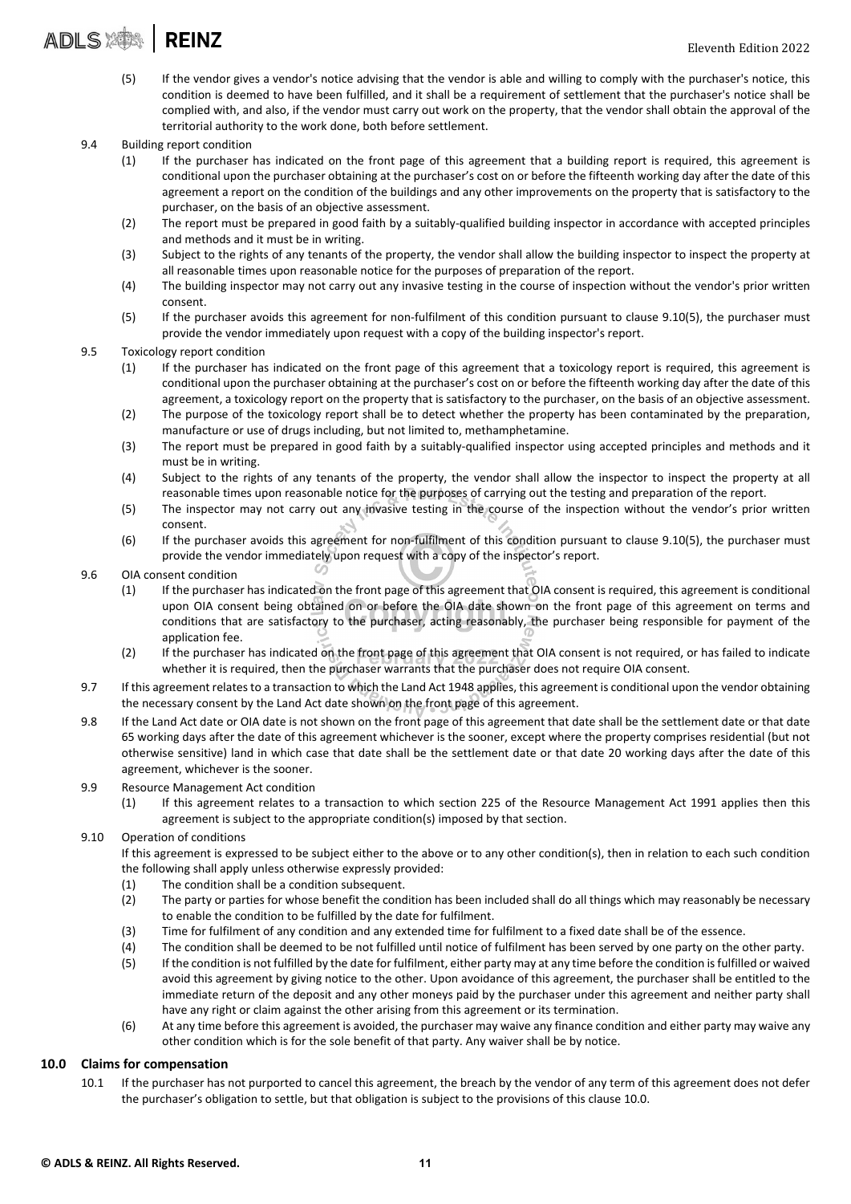(5) If the vendor gives a vendor's notice advising that the vendor is able and willing to comply with the purchaser's notice, this condition is deemed to have been fulfilled, and it shall be a requirement of settlement that the purchaser's notice shall be complied with, and also, if the vendor must carry out work on the property, that the vendor shall obtain the approval of the territorial authority to the work done, both before settlement.

9.4 Building report condition

(1) If the purchaser has indicated on the front page of this agreement that a building report is required, this agreement is conditional upon the purchaser obtaining at the purchaser's cost on or before the fifteenth working day after the date of this agreement a report on the condition of the buildings and any other improvements on the property that is satisfactory to the purchaser, on the basis of an objective assessment.

(2) The report must be prepared in good faith by a suitably-qualified building inspector in accordance with accepted principles and methods and it must be in writing.

(3) Subject to the rights of any tenants of the property, the vendor shall allow the building inspector to inspect the property at all reasonable times upon reasonable notice for the purposes of preparation of the report.

(4) The building inspector may not carry out any invasive testing in the course of inspection without the vendor's prior written consent.

(5) If the purchaser avoids this agreement for non-fulfilment of this condition pursuant to clause 9.10(5), the purchaser must provide the vendor immediately upon request with a copy of the building inspector's report.

9.5 Toxicology report condition

(1) If the purchaser has indicated on the front page of this agreement that a toxicology report is required, this agreement is conditional upon the purchaser obtaining at the purchaser's cost on or before the fifteenth working day after the date of this agreement, a toxicology report on the property that is satisfactory to the purchaser, on the basis of an objective assessment.

(2) The purpose of the toxicology report shall be to detect whether the property has been contaminated by the preparation, manufacture or use of drugs including, but not limited to, methamphetamine.

(3) The report must be prepared in good faith by a suitably-qualified inspector using accepted principles and methods and it must be in writing.

(4) Subject to the rights of any tenants of the property, the vendor shall allow the inspector to inspect the property at all reasonable times upon reasonable notice for the purposes of carrying out the testing and preparation of the report.

(5) The inspector may not carry out any invasive testing in the course of the inspection without the vendor's prior written consent.

(6) If the purchaser avoids this agreement for non-fulfilment of this condition pursuant to clause 9.10(5), the purchaser must provide the vendor immediately upon request with a copy of the inspector's report.

9.6 OIA consent condition

(1) If the purchaser has indicated on the front page of this agreement that OIA consent is required, this agreement is conditional upon OIA consent being obtained on or before the OIA date shown on the front page of this agreement on terms and conditions that are satisfactory to the purchaser, acting reasonably, the purchaser being responsible for payment of the application fee.

(2) If the purchaser has indicated on the front page of this agreement that OIA consent is not required, or has failed to indicate whether it is required, then the purchaser warrants that the purchaser does not require OIA consent.

9.7 If this agreement relates to a transaction to which the Land Act 1948 applies, this agreement is conditional upon the vendor obtaining the necessary consent by the Land Act date shown on the front page of this agreement.

9.8 If the Land Act date or OIA date is not shown on the front page of this agreement that date shall be the settlement date or that date 65 working days after the date of this agreement whichever is the sooner, except where the property comprises residential (but not otherwise sensitive) land in which case that date shall be the settlement date or that date 20 working days after the date of this agreement, whichever is the sooner.

9.9 Resource Management Act condition

(1) If this agreement relates to a transaction to which section 225 of the Resource Management Act 1991 applies then this agreement is subject to the appropriate condition(s) imposed by that section.

9.10 Operation of conditions

If this agreement is expressed to be subject either to the above or to any other condition(s), then in relation to each such condition the following shall apply unless otherwise expressly provided:

(1) The condition shall be a condition subsequent.

(2) The party or parties for whose benefit the condition has been included shall do all things which may reasonably be necessary to enable the condition to be fulfilled by the date for fulfilment.

(3) Time for fulfilment of any condition and any extended time for fulfilment to a fixed date shall be of the essence.

(4) The condition shall be deemed to be not fulfilled until notice of fulfilment has been served by one party on the other party.

(5) If the condition is not fulfilled by the date for fulfilment, either party may at any time before the condition is fulfilled or waived avoid this agreement by giving notice to the other. Upon avoidance of this agreement, the purchaser shall be entitled to the immediate return of the deposit and any other moneys paid by the purchaser under this agreement and neither party shall have any right or claim against the other arising from this agreement or its termination.

(6) At any time before this agreement is avoided, the purchaser may waive any finance condition and either party may waive any other condition which is for the sole benefit of that party. Any waiver shall be by notice.

## 10.0 Claims for compensation

10.1 If the purchaser has not purported to cancel this agreement, the breach by the vendor of any term of this agreement does not defer the purchaser's obligation to settle, but that obligation is subject to the provisions of this clause 10.0.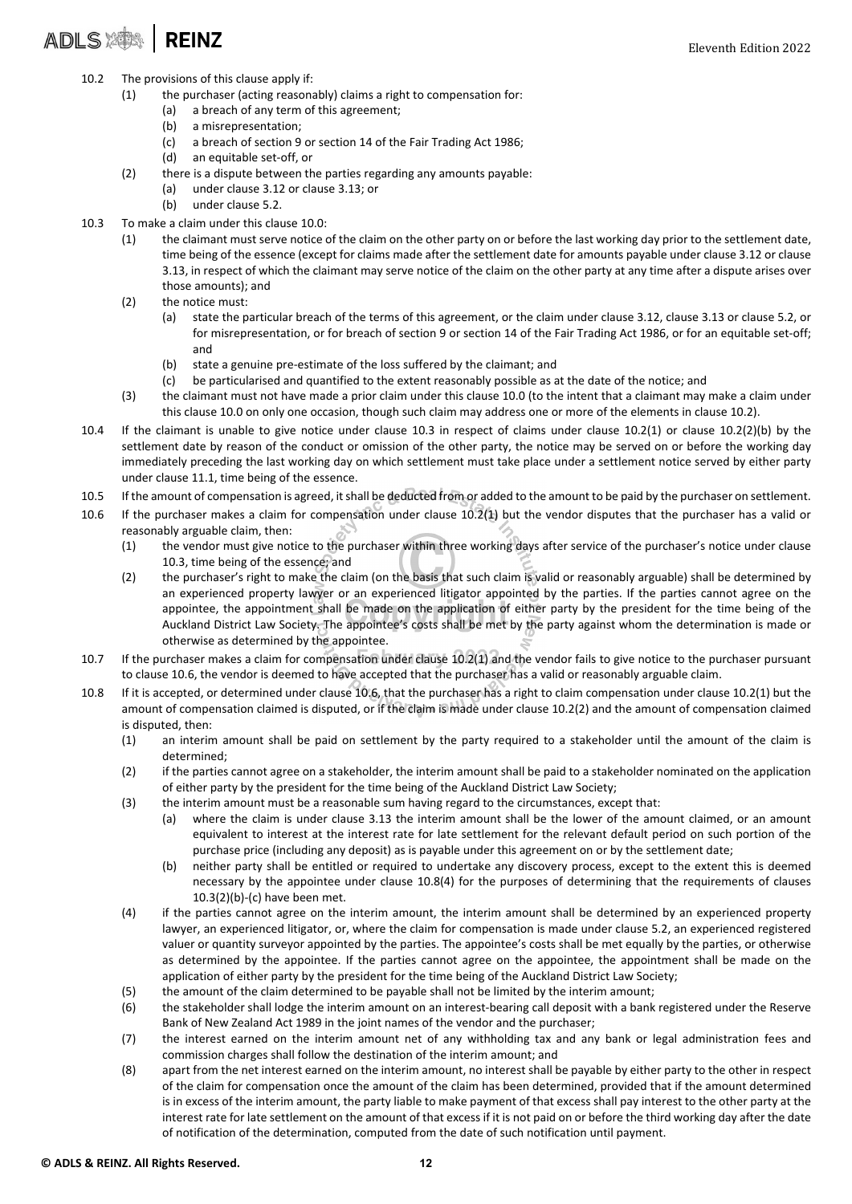10.2 The provisions of this clause apply if:

  (1) the purchaser (acting reasonably) claims a right to compensation for:

    (a) a breach of any term of this agreement;

    (b) a misrepresentation;

    (c) a breach of section 9 or section 14 of the Fair Trading Act 1986;

    (d) an equitable set-off, or

  (2) there is a dispute between the parties regarding any amounts payable:

    (a) under clause 3.12 or clause 3.13; or

    (b) under clause 5.2.

10.3 To make a claim under this clause 10.0:

  (1) the claimant must serve notice of the claim on the other party on or before the last working day prior to the settlement date, time being of the essence (except for claims made after the settlement date for amounts payable under clause 3.12 or clause 3.13, in respect of which the claimant may serve notice of the claim on the other party at any time after a dispute arises over those amounts); and

  (2) the notice must:

    (a) state the particular breach of the terms of this agreement, or the claim under clause 3.12, clause 3.13 or clause 5.2, or for misrepresentation, or for breach of section 9 or section 14 of the Fair Trading Act 1986, or for an equitable set-off; and

    (b) state a genuine pre-estimate of the loss suffered by the claimant; and

    (c) be particularised and quantified to the extent reasonably possible as at the date of the notice; and

  (3) the claimant must not have made a prior claim under this clause 10.0 (to the intent that a claimant may make a claim under this clause 10.0 on only one occasion, though such claim may address one or more of the elements in clause 10.2).

10.4 If the claimant is unable to give notice under clause 10.3 in respect of claims under clause 10.2(1) or clause 10.2(2)(b) by the settlement date by reason of the conduct or omission of the other party, the notice may be served on or before the working day immediately preceding the last working day on which settlement must take place under a settlement notice served by either party under clause 11.1, time being of the essence.

10.5 If the amount of compensation is agreed, it shall be deducted from or added to the amount to be paid by the purchaser on settlement.

10.6 If the purchaser makes a claim for compensation under clause 10.2(1) but the vendor disputes that the purchaser has a valid or reasonably arguable claim, then:

  (1) the vendor must give notice to the purchaser within three working days after service of the purchaser's notice under clause 10.3, time being of the essence; and

  (2) the purchaser's right to make the claim (on the basis that such claim is valid or reasonably arguable) shall be determined by an experienced property lawyer or an experienced litigator appointed by the parties. If the parties cannot agree on the appointee, the appointment shall be made on the application of either party by the president for the time being of the Auckland District Law Society. The appointee's costs shall be met by the party against whom the determination is made or otherwise as determined by the appointee.

10.7 If the purchaser makes a claim for compensation under clause 10.2(1) and the vendor fails to give notice to the purchaser pursuant to clause 10.6, the vendor is deemed to have accepted that the purchaser has a valid or reasonably arguable claim.

10.8 If it is accepted, or determined under clause 10.6, that the purchaser has a right to claim compensation under clause 10.2(1) but the amount of compensation claimed is disputed, or if the claim is made under clause 10.2(2) and the amount of compensation claimed is disputed, then:

  (1) an interim amount shall be paid on settlement by the party required to a stakeholder until the amount of the claim is determined;

  (2) if the parties cannot agree on a stakeholder, the interim amount shall be paid to a stakeholder nominated on the application of either party by the president for the time being of the Auckland District Law Society;

  (3) the interim amount must be a reasonable sum having regard to the circumstances, except that:

    (a) where the claim is under clause 3.13 the interim amount shall be the lower of the amount claimed, or an amount equivalent to interest at the interest rate for late settlement for the relevant default period on such portion of the purchase price (including any deposit) as is payable under this agreement on or by the settlement date;

    (b) neither party shall be entitled or required to undertake any discovery process, except to the extent this is deemed necessary by the appointee under clause 10.8(4) for the purposes of determining that the requirements of clauses 10.3(2)(b)-(c) have been met.

  (4) if the parties cannot agree on the interim amount, the interim amount shall be determined by an experienced property lawyer, an experienced litigator, or, where the claim for compensation is made under clause 5.2, an experienced registered valuer or quantity surveyor appointed by the parties. The appointee's costs shall be met equally by the parties, or otherwise as determined by the appointee. If the parties cannot agree on the appointee, the appointment shall be made on the application of either party by the president for the time being of the Auckland District Law Society;

  (5) the amount of the claim determined to be payable shall not be limited by the interim amount;

  (6) the stakeholder shall lodge the interim amount on an interest-bearing call deposit with a bank registered under the Reserve Bank of New Zealand Act 1989 in the joint names of the vendor and the purchaser;

  (7) the interest earned on the interim amount net of any withholding tax and any bank or legal administration fees and commission charges shall follow the destination of the interim amount; and

  (8) apart from the net interest earned on the interim amount, no interest shall be payable by either party to the other in respect of the claim for compensation once the amount of the claim has been determined, provided that if the amount determined is in excess of the interim amount, the party liable to make payment of that excess shall pay interest to the other party at the interest rate for late settlement on the amount of that excess if it is not paid on or before the third working day after the date of notification of the determination, computed from the date of such notification until payment.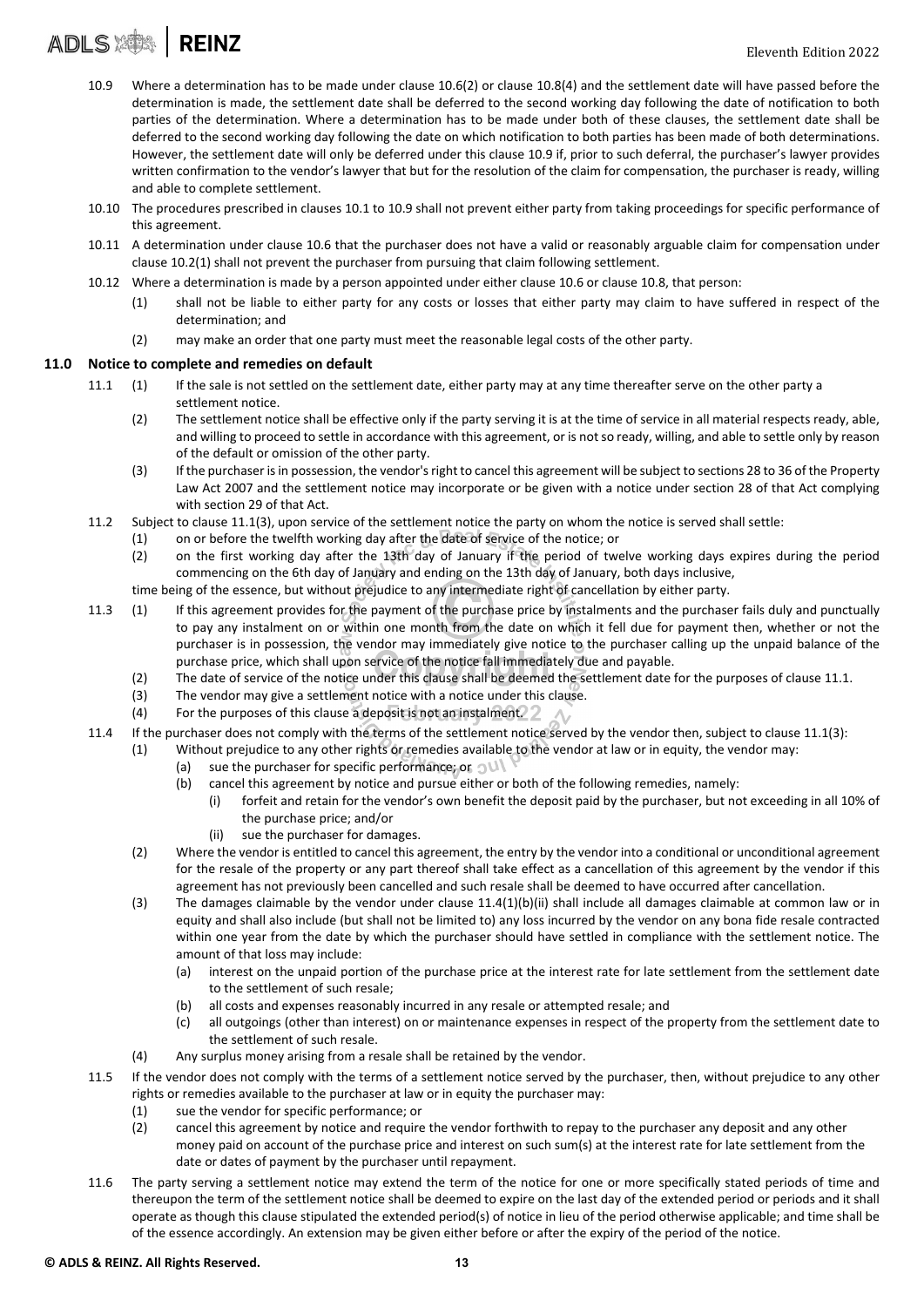10.9 Where a determination has to be made under clause 10.6(2) or clause 10.8(4) and the settlement date will have passed before the determination is made, the settlement date shall be deferred to the second working day following the date of notification to both parties of the determination. Where a determination has to be made under both of these clauses, the settlement date shall be deferred to the second working day following the date on which notification to both parties has been made of both determinations. However, the settlement date will only be deferred under this clause 10.9 if, prior to such deferral, the purchaser's lawyer provides written confirmation to the vendor's lawyer that but for the resolution of the claim for compensation, the purchaser is ready, willing and able to complete settlement.

10.10 The procedures prescribed in clauses 10.1 to 10.9 shall not prevent either party from taking proceedings for specific performance of this agreement.

10.11 A determination under clause 10.6 that the purchaser does not have a valid or reasonably arguable claim for compensation under clause 10.2(1) shall not prevent the purchaser from pursuing that claim following settlement.

10.12 Where a determination is made by a person appointed under either clause 10.6 or clause 10.8, that person:

- (1) shall not be liable to either party for any costs or losses that either party may claim to have suffered in respect of the determination; and
- (2) may make an order that one party must meet the reasonable legal costs of the other party.

## 11.0 Notice to complete and remedies on default

11.1

- (1) If the sale is not settled on the settlement date, either party may at any time thereafter serve on the other party a settlement notice.
- (2) The settlement notice shall be effective only if the party serving it is at the time of service in all material respects ready, able, and willing to proceed to settle in accordance with this agreement, or is not so ready, willing, and able to settle only by reason of the default or omission of the other party.
- (3) If the purchaser is in possession, the vendor's right to cancel this agreement will be subject to sections 28 to 36 of the Property Law Act 2007 and the settlement notice may incorporate or be given with a notice under section 28 of that Act complying with section 29 of that Act.

11.2 Subject to clause 11.1(3), upon service of the settlement notice the party on whom the notice is served shall settle:

- (1) on or before the twelfth working day after the date of service of the notice; or
- (2) on the first working day after the 13th day of January if the period of twelve working days expires during the period commencing on the 6th day of January and ending on the 13th day of January, both days inclusive,

time being of the essence, but without prejudice to any intermediate right of cancellation by either party.

11.3

- (1) If this agreement provides for the payment of the purchase price by instalments and the purchaser fails duly and punctually to pay any instalment on or within one month from the date on which it fell due for payment then, whether or not the purchaser is in possession, the vendor may immediately give notice to the purchaser calling up the unpaid balance of the purchase price, which shall upon service of the notice fall immediately due and payable.
- (2) The date of service of the notice under this clause shall be deemed the settlement date for the purposes of clause 11.1.
- (3) The vendor may give a settlement notice with a notice under this clause.
- (4) For the purposes of this clause a deposit is not an instalment.

11.4 If the purchaser does not comply with the terms of the settlement notice served by the vendor then, subject to clause 11.1(3):

- (1) Without prejudice to any other rights or remedies available to the vendor at law or in equity, the vendor may:
  - (a) sue the purchaser for specific performance; or
  - (b) cancel this agreement by notice and pursue either or both of the following remedies, namely:
    - (i) forfeit and retain for the vendor's own benefit the deposit paid by the purchaser, but not exceeding in all 10% of the purchase price; and/or
    - (ii) sue the purchaser for damages.
- (2) Where the vendor is entitled to cancel this agreement, the entry by the vendor into a conditional or unconditional agreement for the resale of the property or any part thereof shall take effect as a cancellation of this agreement by the vendor if this agreement has not previously been cancelled and such resale shall be deemed to have occurred after cancellation.
- (3) The damages claimable by the vendor under clause 11.4(1)(b)(ii) shall include all damages claimable at common law or in equity and shall also include (but shall not be limited to) any loss incurred by the vendor on any bona fide resale contracted within one year from the date by which the purchaser should have settled in compliance with the settlement notice. The amount of that loss may include:
  - (a) interest on the unpaid portion of the purchase price at the interest rate for late settlement from the settlement date to the settlement of such resale;
  - (b) all costs and expenses reasonably incurred in any resale or attempted resale; and
  - (c) all outgoings (other than interest) on or maintenance expenses in respect of the property from the settlement date to the settlement of such resale.
- (4) Any surplus money arising from a resale shall be retained by the vendor.

11.5 If the vendor does not comply with the terms of a settlement notice served by the purchaser, then, without prejudice to any other rights or remedies available to the purchaser at law or in equity the purchaser may:

- (1) sue the vendor for specific performance; or
- (2) cancel this agreement by notice and require the vendor forthwith to repay to the purchaser any deposit and any other money paid on account of the purchase price and interest on such sum(s) at the interest rate for late settlement from the date or dates of payment by the purchaser until repayment.

11.6 The party serving a settlement notice may extend the term of the notice for one or more specifically stated periods of time and thereupon the term of the settlement notice shall be deemed to expire on the last day of the extended period or periods and it shall operate as though this clause stipulated the extended period(s) of notice in lieu of the period otherwise applicable; and time shall be of the essence accordingly. An extension may be given either before or after the expiry of the period of the notice.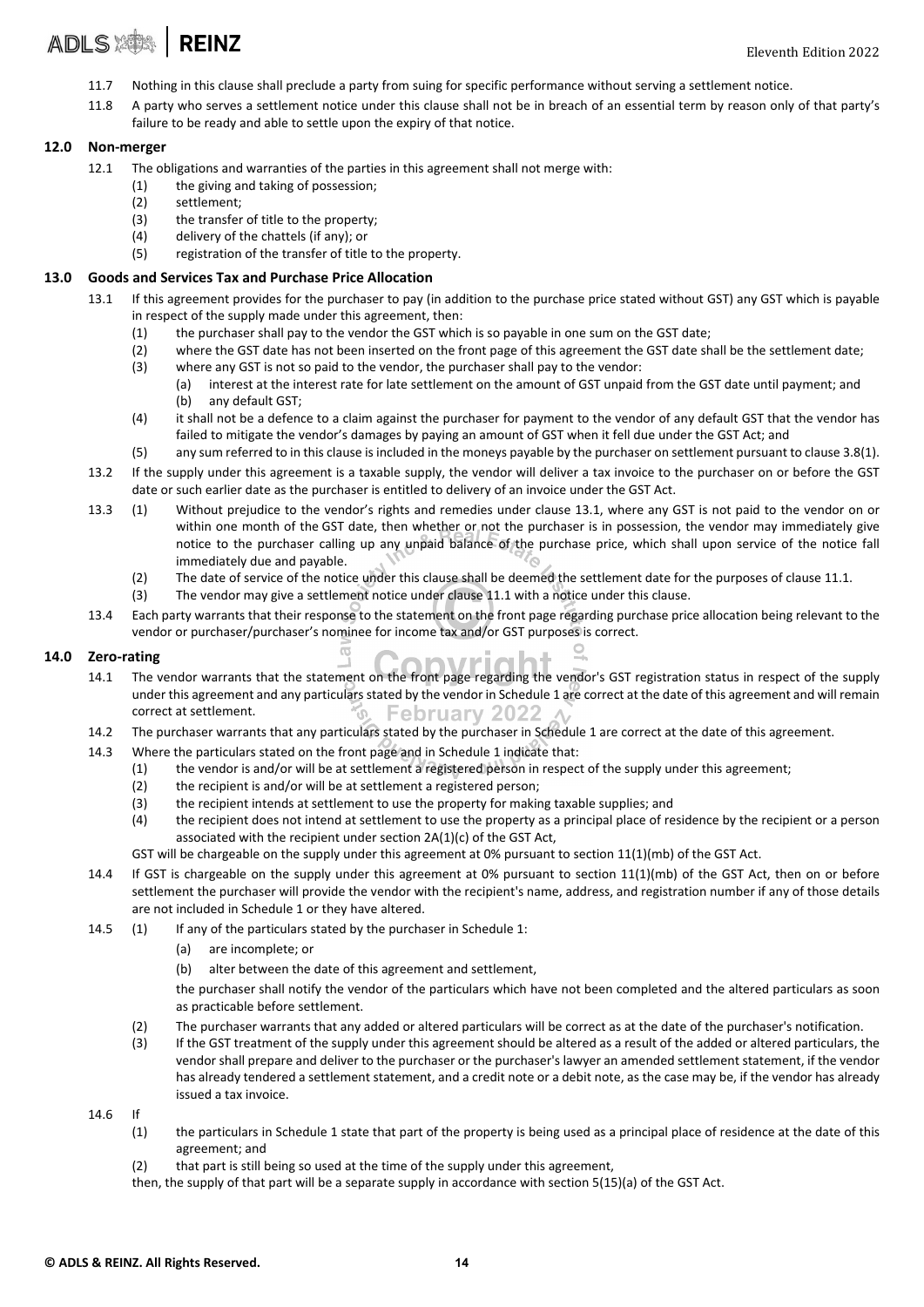11.7 Nothing in this clause shall preclude a party from suing for specific performance without serving a settlement notice.

11.8 A party who serves a settlement notice under this clause shall not be in breach of an essential term by reason only of that party's failure to be ready and able to settle upon the expiry of that notice.

## 12.0 Non-merger

12.1 The obligations and warranties of the parties in this agreement shall not merge with:

(1) the giving and taking of possession;
(2) settlement;
(3) the transfer of title to the property;
(4) delivery of the chattels (if any); or
(5) registration of the transfer of title to the property.

## 13.0 Goods and Services Tax and Purchase Price Allocation

13.1 If this agreement provides for the purchaser to pay (in addition to the purchase price stated without GST) any GST which is payable in respect of the supply made under this agreement, then:

(1) the purchaser shall pay to the vendor the GST which is so payable in one sum on the GST date;
(2) where the GST date has not been inserted on the front page of this agreement the GST date shall be the settlement date;
(3) where any GST is not so paid to the vendor, the purchaser shall pay to the vendor:
  (a) interest at the interest rate for late settlement on the amount of GST unpaid from the GST date until payment; and
  (b) any default GST;
(4) it shall not be a defence to a claim against the purchaser for payment to the vendor of any default GST that the vendor has failed to mitigate the vendor's damages by paying an amount of GST when it fell due under the GST Act; and
(5) any sum referred to in this clause is included in the moneys payable by the purchaser on settlement pursuant to clause 3.8(1).

13.2 If the supply under this agreement is a taxable supply, the vendor will deliver a tax invoice to the purchaser on or before the GST date or such earlier date as the purchaser is entitled to delivery of an invoice under the GST Act.

13.3 (1) Without prejudice to the vendor's rights and remedies under clause 13.1, where any GST is not paid to the vendor on or within one month of the GST date, then whether or not the purchaser is in possession, the vendor may immediately give notice to the purchaser calling up any unpaid balance of the purchase price, which shall upon service of the notice fall immediately due and payable.

(2) The date of service of the notice under this clause shall be deemed the settlement date for the purposes of clause 11.1.

(3) The vendor may give a settlement notice under clause 11.1 with a notice under this clause.

13.4 Each party warrants that their response to the statement on the front page regarding purchase price allocation being relevant to the vendor or purchaser/purchaser's nominee for income tax and/or GST purposes is correct.

## 14.0 Zero-rating

14.1 The vendor warrants that the statement on the front page regarding the vendor's GST registration status in respect of the supply under this agreement and any particulars stated by the vendor in Schedule 1 are correct at the date of this agreement and will remain correct at settlement.

14.2 The purchaser warrants that any particulars stated by the purchaser in Schedule 1 are correct at the date of this agreement.

14.3 Where the particulars stated on the front page and in Schedule 1 indicate that:

(1) the vendor is and/or will be at settlement a registered person in respect of the supply under this agreement;
(2) the recipient is and/or will be at settlement a registered person;
(3) the recipient intends at settlement to use the property for making taxable supplies; and
(4) the recipient does not intend at settlement to use the property as a principal place of residence by the recipient or a person associated with the recipient under section 2A(1)(c) of the GST Act,

GST will be chargeable on the supply under this agreement at 0% pursuant to section 11(1)(mb) of the GST Act.

14.4 If GST is chargeable on the supply under this agreement at 0% pursuant to section 11(1)(mb) of the GST Act, then on or before settlement the purchaser will provide the vendor with the recipient's name, address, and registration number if any of those details are not included in Schedule 1 or they have altered.

14.5 (1) If any of the particulars stated by the purchaser in Schedule 1:

  (a) are incomplete; or
  (b) alter between the date of this agreement and settlement,

the purchaser shall notify the vendor of the particulars which have not been completed and the altered particulars as soon as practicable before settlement.

(2) The purchaser warrants that any added or altered particulars will be correct as at the date of the purchaser's notification.

(3) If the GST treatment of the supply under this agreement should be altered as a result of the added or altered particulars, the vendor shall prepare and deliver to the purchaser or the purchaser's lawyer an amended settlement statement, if the vendor has already tendered a settlement statement, and a credit note or a debit note, as the case may be, if the vendor has already issued a tax invoice.

14.6 If

(1) the particulars in Schedule 1 state that part of the property is being used as a principal place of residence at the date of this agreement; and
(2) that part is still being so used at the time of the supply under this agreement,

then, the supply of that part will be a separate supply in accordance with section 5(15)(a) of the GST Act.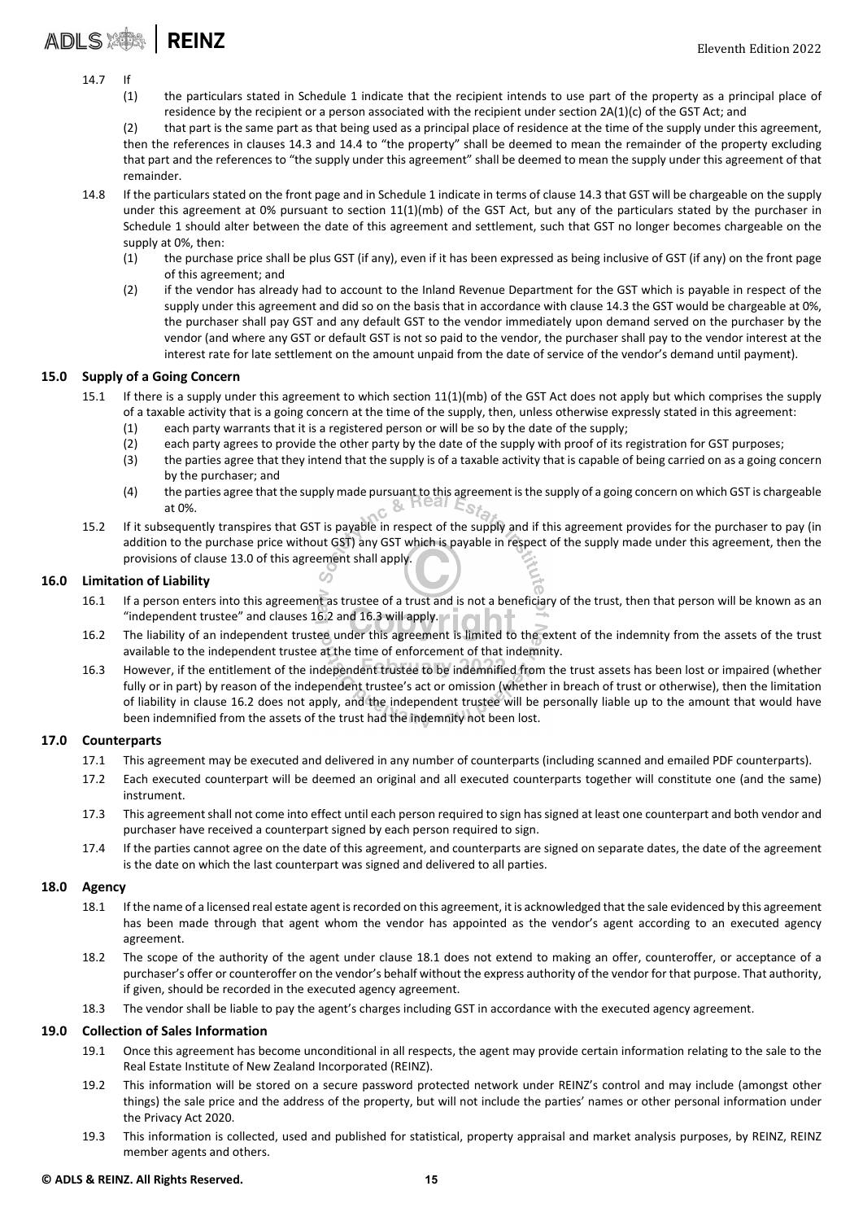14.7 If

(1) the particulars stated in Schedule 1 indicate that the recipient intends to use part of the property as a principal place of residence by the recipient or a person associated with the recipient under section 2A(1)(c) of the GST Act; and

(2) that part is the same part as that being used as a principal place of residence at the time of the supply under this agreement,

then the references in clauses 14.3 and 14.4 to "the property" shall be deemed to mean the remainder of the property excluding that part and the references to "the supply under this agreement" shall be deemed to mean the supply under this agreement of that remainder.

14.8 If the particulars stated on the front page and in Schedule 1 indicate in terms of clause 14.3 that GST will be chargeable on the supply under this agreement at 0% pursuant to section 11(1)(mb) of the GST Act, but any of the particulars stated by the purchaser in Schedule 1 should alter between the date of this agreement and settlement, such that GST no longer becomes chargeable on the supply at 0%, then:

(1) the purchase price shall be plus GST (if any), even if it has been expressed as being inclusive of GST (if any) on the front page of this agreement; and

(2) if the vendor has already had to account to the Inland Revenue Department for the GST which is payable in respect of the supply under this agreement and did so on the basis that in accordance with clause 14.3 the GST would be chargeable at 0%, the purchaser shall pay GST and any default GST to the vendor immediately upon demand served on the purchaser by the vendor (and where any GST or default GST is not so paid to the vendor, the purchaser shall pay to the vendor interest at the interest rate for late settlement on the amount unpaid from the date of service of the vendor's demand until payment).

## 15.0 Supply of a Going Concern

15.1 If there is a supply under this agreement to which section 11(1)(mb) of the GST Act does not apply but which comprises the supply of a taxable activity that is a going concern at the time of the supply, then, unless otherwise expressly stated in this agreement:

(1) each party warrants that it is a registered person or will be so by the date of the supply;

(2) each party agrees to provide the other party by the date of the supply with proof of its registration for GST purposes;

(3) the parties agree that they intend that the supply is of a taxable activity that is capable of being carried on as a going concern by the purchaser; and

(4) the parties agree that the supply made pursuant to this agreement is the supply of a going concern on which GST is chargeable at 0%.

15.2 If it subsequently transpires that GST is payable in respect of the supply and if this agreement provides for the purchaser to pay (in addition to the purchase price without GST) any GST which is payable in respect of the supply made under this agreement, then the provisions of clause 13.0 of this agreement shall apply.

## 16.0 Limitation of Liability

16.1 If a person enters into this agreement as trustee of a trust and is not a beneficiary of the trust, then that person will be known as an "independent trustee" and clauses 16.2 and 16.3 will apply.

16.2 The liability of an independent trustee under this agreement is limited to the extent of the indemnity from the assets of the trust available to the independent trustee at the time of enforcement of that indemnity.

16.3 However, if the entitlement of the independent trustee to be indemnified from the trust assets has been lost or impaired (whether fully or in part) by reason of the independent trustee's act or omission (whether in breach of trust or otherwise), then the limitation of liability in clause 16.2 does not apply, and the independent trustee will be personally liable up to the amount that would have been indemnified from the assets of the trust had the indemnity not been lost.

## 17.0 Counterparts

17.1 This agreement may be executed and delivered in any number of counterparts (including scanned and emailed PDF counterparts).

17.2 Each executed counterpart will be deemed an original and all executed counterparts together will constitute one (and the same) instrument.

17.3 This agreement shall not come into effect until each person required to sign has signed at least one counterpart and both vendor and purchaser have received a counterpart signed by each person required to sign.

17.4 If the parties cannot agree on the date of this agreement, and counterparts are signed on separate dates, the date of the agreement is the date on which the last counterpart was signed and delivered to all parties.

## 18.0 Agency

18.1 If the name of a licensed real estate agent is recorded on this agreement, it is acknowledged that the sale evidenced by this agreement has been made through that agent whom the vendor has appointed as the vendor's agent according to an executed agency agreement.

18.2 The scope of the authority of the agent under clause 18.1 does not extend to making an offer, counteroffer, or acceptance of a purchaser's offer or counteroffer on the vendor's behalf without the express authority of the vendor for that purpose. That authority, if given, should be recorded in the executed agency agreement.

18.3 The vendor shall be liable to pay the agent's charges including GST in accordance with the executed agency agreement.

## 19.0 Collection of Sales Information

19.1 Once this agreement has become unconditional in all respects, the agent may provide certain information relating to the sale to the Real Estate Institute of New Zealand Incorporated (REINZ).

19.2 This information will be stored on a secure password protected network under REINZ's control and may include (amongst other things) the sale price and the address of the property, but will not include the parties' names or other personal information under the Privacy Act 2020.

19.3 This information is collected, used and published for statistical, property appraisal and market analysis purposes, by REINZ, REINZ member agents and others.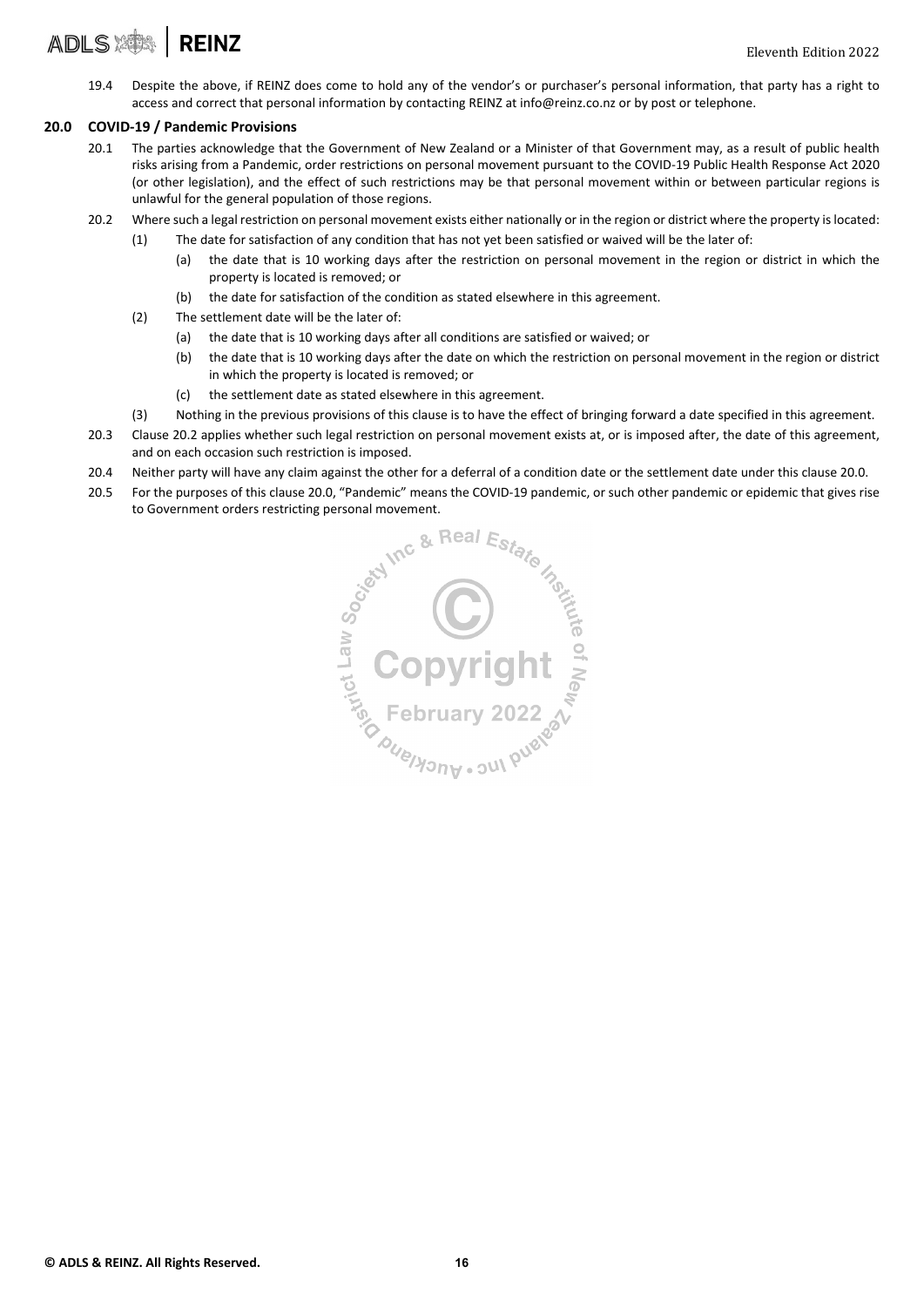19.4 Despite the above, if REINZ does come to hold any of the vendor's or purchaser's personal information, that party has a right to access and correct that personal information by contacting REINZ at info@reinz.co.nz or by post or telephone.

## 20.0 COVID-19 / Pandemic Provisions

20.1 The parties acknowledge that the Government of New Zealand or a Minister of that Government may, as a result of public health risks arising from a Pandemic, order restrictions on personal movement pursuant to the COVID-19 Public Health Response Act 2020 (or other legislation), and the effect of such restrictions may be that personal movement within or between particular regions is unlawful for the general population of those regions.

20.2 Where such a legal restriction on personal movement exists either nationally or in the region or district where the property is located:

- (1) The date for satisfaction of any condition that has not yet been satisfied or waived will be the later of:
  - (a) the date that is 10 working days after the restriction on personal movement in the region or district in which the property is located is removed; or
  - (b) the date for satisfaction of the condition as stated elsewhere in this agreement.
- (2) The settlement date will be the later of:
  - (a) the date that is 10 working days after all conditions are satisfied or waived; or
  - (b) the date that is 10 working days after the date on which the restriction on personal movement in the region or district in which the property is located is removed; or
  - (c) the settlement date as stated elsewhere in this agreement.
- (3) Nothing in the previous provisions of this clause is to have the effect of bringing forward a date specified in this agreement.

20.3 Clause 20.2 applies whether such legal restriction on personal movement exists at, or is imposed after, the date of this agreement, and on each occasion such restriction is imposed.

20.4 Neither party will have any claim against the other for a deferral of a condition date or the settlement date under this clause 20.0.

20.5 For the purposes of this clause 20.0, "Pandemic" means the COVID-19 pandemic, or such other pandemic or epidemic that gives rise to Government orders restricting personal movement.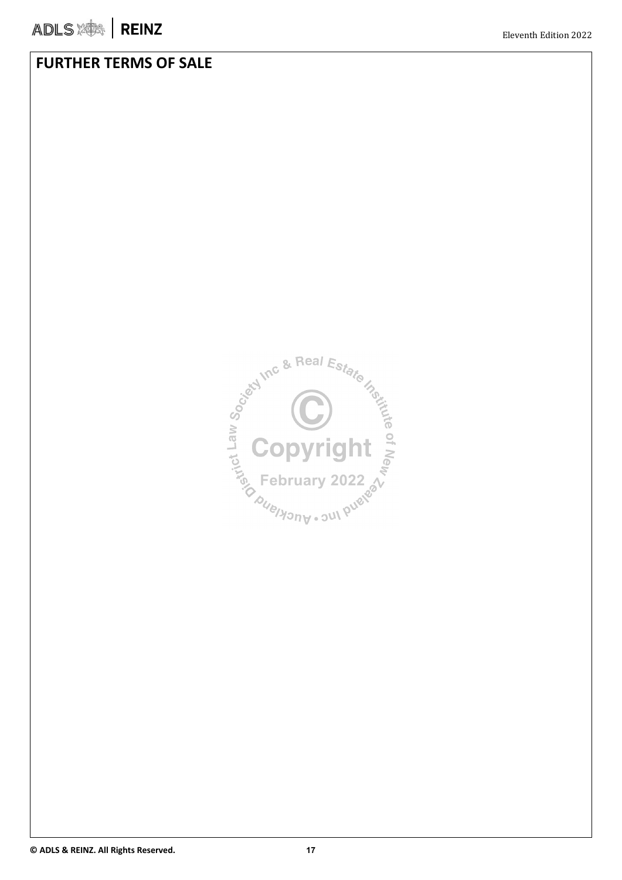# FURTHER TERMS OF SALE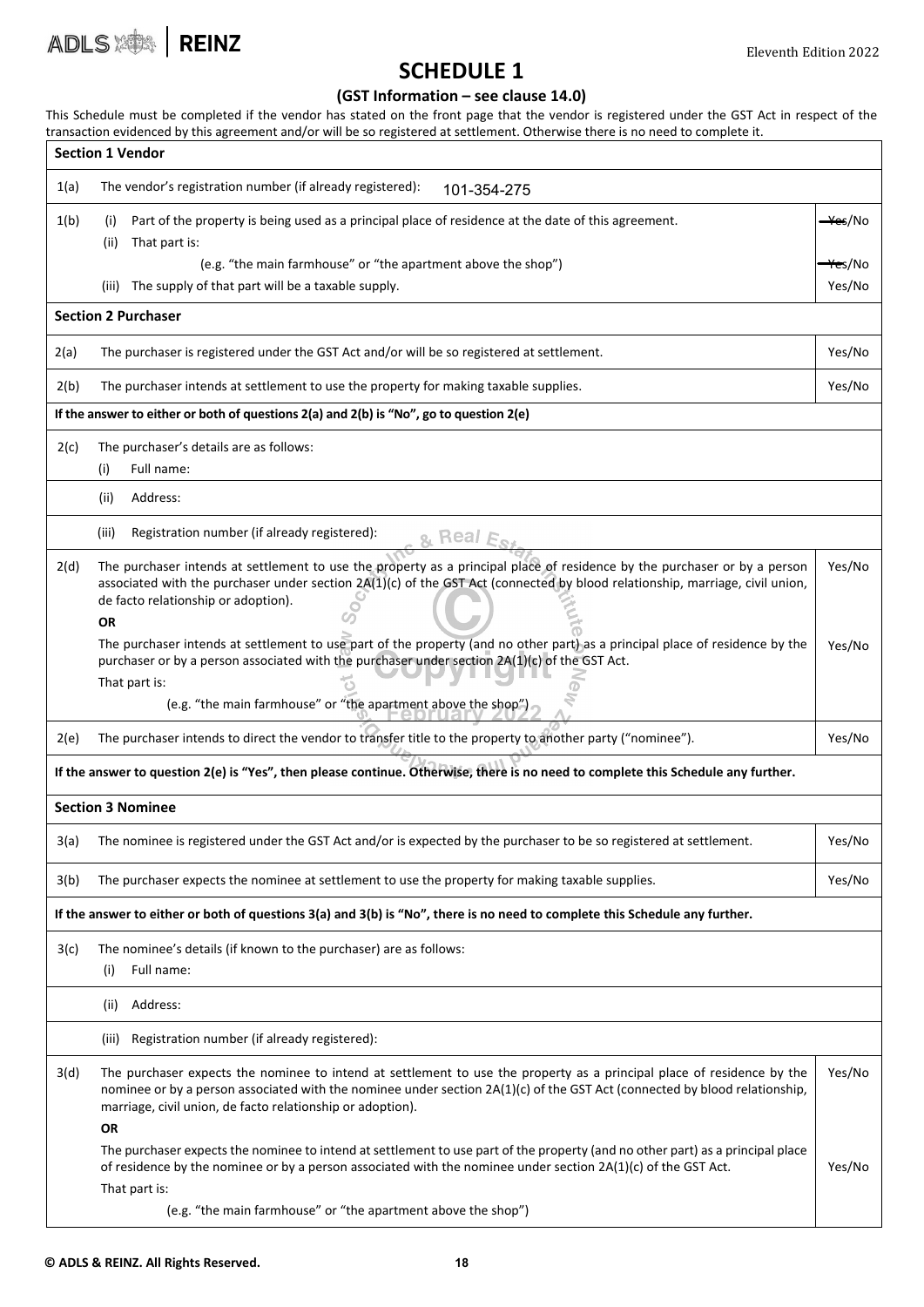# SCHEDULE 1

### (GST Information – see clause 14.0)

This Schedule must be completed if the vendor has stated on the front page that the vendor is registered under the GST Act in respect of the transaction evidenced by this agreement and/or will be so registered at settlement. Otherwise there is no need to complete it.

| | | |
|---|---|---|
| **Section 1 Vendor** | | |
| 1(a) | The vendor's registration number (if already registered): 101-354-275 | |
| 1(b) | (i) Part of the property is being used as a principal place of residence at the date of this agreement. | ~~Yes~~/No |
| | (ii) That part is: (e.g. "the main farmhouse" or "the apartment above the shop") | ~~Yes~~/No |
| | (iii) The supply of that part will be a taxable supply. | Yes/No |
| **Section 2 Purchaser** | | |
| 2(a) | The purchaser is registered under the GST Act and/or will be so registered at settlement. | Yes/No |
| 2(b) | The purchaser intends at settlement to use the property for making taxable supplies. | Yes/No |
| **If the answer to either or both of questions 2(a) and 2(b) is "No", go to question 2(e)** | | |
| 2(c) | The purchaser's details are as follows: (i) Full name: | |
| | (ii) Address: | |
| | (iii) Registration number (if already registered): | |
| 2(d) | The purchaser intends at settlement to use the property as a principal place of residence by the purchaser or by a person associated with the purchaser under section 2A(1)(c) of the GST Act (connected by blood relationship, marriage, civil union, de facto relationship or adoption). | Yes/No |
| | **OR** The purchaser intends at settlement to use part of the property (and no other part) as a principal place of residence by the purchaser or by a person associated with the purchaser under section 2A(1)(c) of the GST Act. That part is: (e.g. "the main farmhouse" or "the apartment above the shop") | Yes/No |
| 2(e) | The purchaser intends to direct the vendor to transfer title to the property to another party ("nominee"). | Yes/No |
| **If the answer to question 2(e) is "Yes", then please continue. Otherwise, there is no need to complete this Schedule any further.** | | |
| **Section 3 Nominee** | | |
| 3(a) | The nominee is registered under the GST Act and/or is expected by the purchaser to be so registered at settlement. | Yes/No |
| 3(b) | The purchaser expects the nominee at settlement to use the property for making taxable supplies. | Yes/No |
| **If the answer to either or both of questions 3(a) and 3(b) is "No", there is no need to complete this Schedule any further.** | | |
| 3(c) | The nominee's details (if known to the purchaser) are as follows: (i) Full name: | |
| | (ii) Address: | |
| | (iii) Registration number (if already registered): | |
| 3(d) | The purchaser expects the nominee to intend at settlement to use the property as a principal place of residence by the nominee or by a person associated with the nominee under section 2A(1)(c) of the GST Act (connected by blood relationship, marriage, civil union, de facto relationship or adoption). | Yes/No |
| | **OR** The purchaser expects the nominee to intend at settlement to use part of the property (and no other part) as a principal place of residence by the nominee or by a person associated with the nominee under section 2A(1)(c) of the GST Act. That part is: (e.g. "the main farmhouse" or "the apartment above the shop") | Yes/No |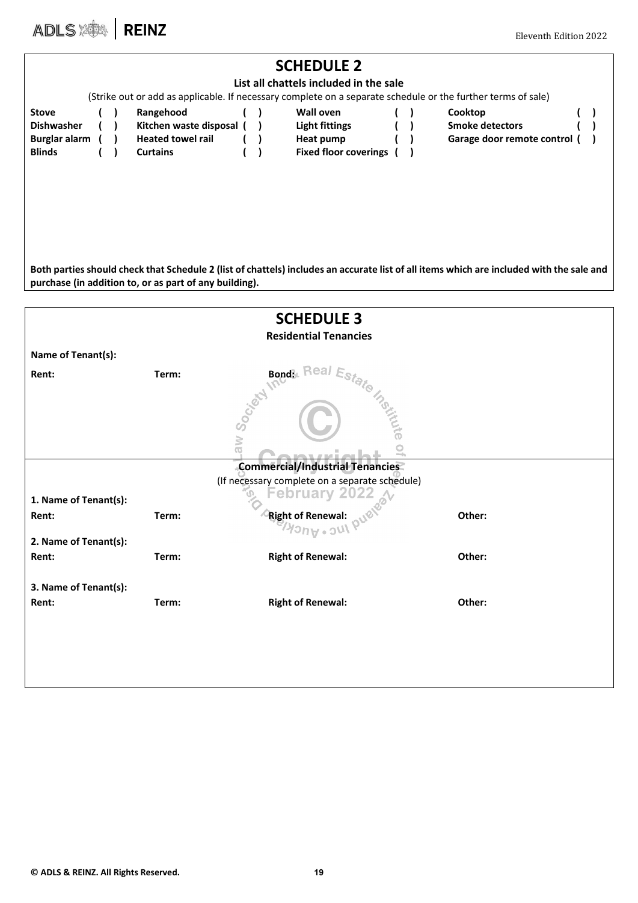## SCHEDULE 2

**List all chattels included in the sale**

(Strike out or add as applicable. If necessary complete on a separate schedule or the further terms of sale)

| | | | | | | | |
|---|---|---|---|---|---|---|---|
| **Stove** | ( ) | **Rangehood** | ( ) | **Wall oven** | ( ) | **Cooktop** | ( ) |
| **Dishwasher** | ( ) | **Kitchen waste disposal** | ( ) | **Light fittings** | ( ) | **Smoke detectors** | ( ) |
| **Burglar alarm** | ( ) | **Heated towel rail** | ( ) | **Heat pump** | ( ) | **Garage door remote control** | ( ) |
| **Blinds** | ( ) | **Curtains** | ( ) | **Fixed floor coverings** | ( ) | | |

**Both parties should check that Schedule 2 (list of chattels) includes an accurate list of all items which are included with the sale and purchase (in addition to, or as part of any building).**

## SCHEDULE 3

**Residential Tenancies**

**Name of Tenant(s):**

**Rent:** **Term:** **Bond:**

**Commercial/Industrial Tenancies**

(If necessary complete on a separate schedule)

**1. Name of Tenant(s):**

**Rent:** **Term:** **Right of Renewal:** **Other:**

**2. Name of Tenant(s):**

**Rent:** **Term:** **Right of Renewal:** **Other:**

**3. Name of Tenant(s):**

**Rent:** **Term:** **Right of Renewal:** **Other:**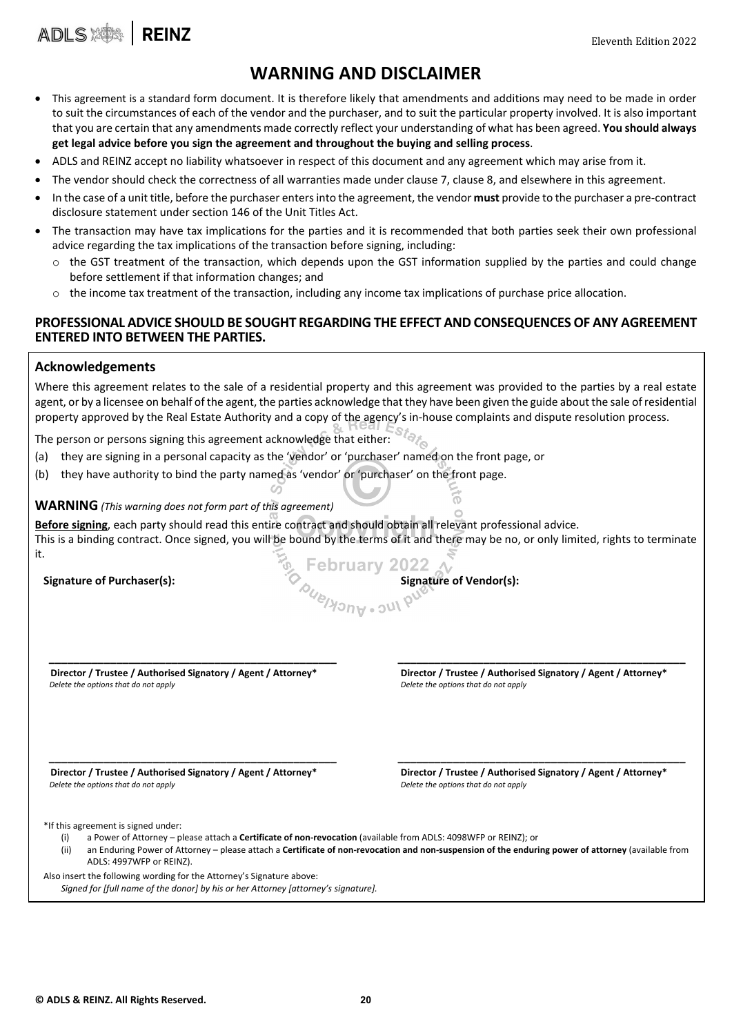# WARNING AND DISCLAIMER

- This agreement is a standard form document. It is therefore likely that amendments and additions may need to be made in order to suit the circumstances of each of the vendor and the purchaser, and to suit the particular property involved. It is also important that you are certain that any amendments made correctly reflect your understanding of what has been agreed. **You should always get legal advice before you sign the agreement and throughout the buying and selling process**.
- ADLS and REINZ accept no liability whatsoever in respect of this document and any agreement which may arise from it.
- The vendor should check the correctness of all warranties made under clause 7, clause 8, and elsewhere in this agreement.
- In the case of a unit title, before the purchaser enters into the agreement, the vendor **must** provide to the purchaser a pre-contract disclosure statement under section 146 of the Unit Titles Act.
- The transaction may have tax implications for the parties and it is recommended that both parties seek their own professional advice regarding the tax implications of the transaction before signing, including:
  - the GST treatment of the transaction, which depends upon the GST information supplied by the parties and could change before settlement if that information changes; and
  - the income tax treatment of the transaction, including any income tax implications of purchase price allocation.

**PROFESSIONAL ADVICE SHOULD BE SOUGHT REGARDING THE EFFECT AND CONSEQUENCES OF ANY AGREEMENT ENTERED INTO BETWEEN THE PARTIES.**

## Acknowledgements

Where this agreement relates to the sale of a residential property and this agreement was provided to the parties by a real estate agent, or by a licensee on behalf of the agent, the parties acknowledge that they have been given the guide about the sale of residential property approved by the Real Estate Authority and a copy of the agency's in-house complaints and dispute resolution process.

The person or persons signing this agreement acknowledge that either:

(a) they are signing in a personal capacity as the 'vendor' or 'purchaser' named on the front page, or

(b) they have authority to bind the party named as 'vendor' or 'purchaser' on the front page.

**WARNING** *(This warning does not form part of this agreement)*

**Before signing**, each party should read this entire contract and should obtain all relevant professional advice.
This is a binding contract. Once signed, you will be bound by the terms of it and there may be no, or only limited, rights to terminate it.

**Signature of Purchaser(s):**

\_\_\_\_\_\_\_\_\_\_\_\_\_\_\_\_\_\_\_\_\_\_\_\_\_\_\_\_\_\_\_\_\_\_\_\_\_\_\_\_

**Director / Trustee / Authorised Signatory / Agent / Attorney***
*Delete the options that do not apply*

\_\_\_\_\_\_\_\_\_\_\_\_\_\_\_\_\_\_\_\_\_\_\_\_\_\_\_\_\_\_\_\_\_\_\_\_\_\_\_\_

**Director / Trustee / Authorised Signatory / Agent / Attorney***
*Delete the options that do not apply*

**Signature of Vendor(s):**

\_\_\_\_\_\_\_\_\_\_\_\_\_\_\_\_\_\_\_\_\_\_\_\_\_\_\_\_\_\_\_\_\_\_\_\_\_\_\_\_

**Director / Trustee / Authorised Signatory / Agent / Attorney***
*Delete the options that do not apply*

\_\_\_\_\_\_\_\_\_\_\_\_\_\_\_\_\_\_\_\_\_\_\_\_\_\_\_\_\_\_\_\_\_\_\_\_\_\_\_\_

**Director / Trustee / Authorised Signatory / Agent / Attorney***
*Delete the options that do not apply*

*If this agreement is signed under:

(i) a Power of Attorney – please attach a **Certificate of non-revocation** (available from ADLS: 4098WFP or REINZ); or

(ii) an Enduring Power of Attorney – please attach a **Certificate of non-revocation and non-suspension of the enduring power of attorney** (available from ADLS: 4997WFP or REINZ).

Also insert the following wording for the Attorney's Signature above:
*Signed for [full name of the donor] by his or her Attorney [attorney's signature].*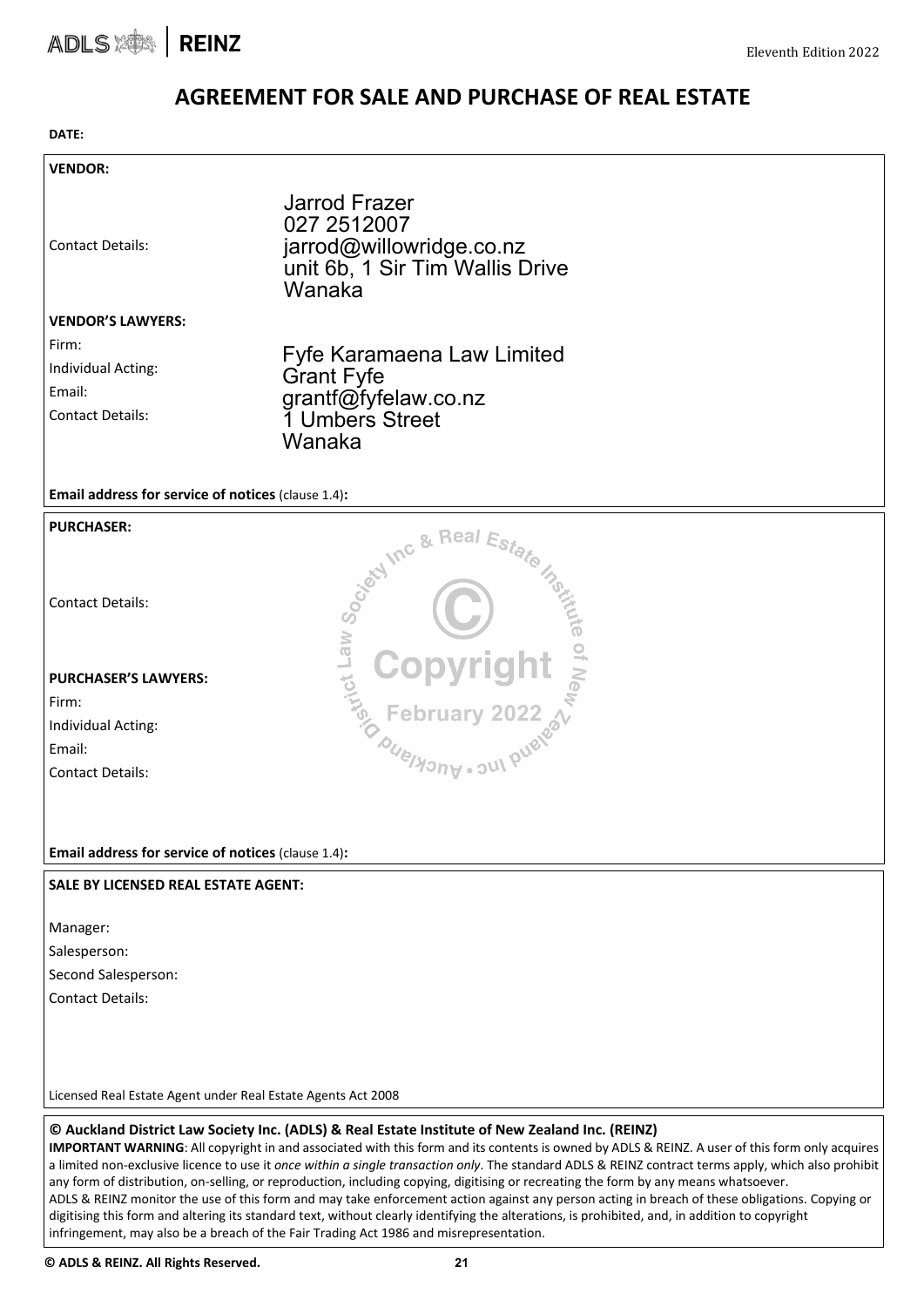ADLS | REINZ

Eleventh Edition 2022

# AGREEMENT FOR SALE AND PURCHASE OF REAL ESTATE

**DATE:**

**VENDOR:**

Contact Details:

Jarrod Frazer
027 2512007
jarrod@willowridge.co.nz
unit 6b, 1 Sir Tim Wallis Drive
Wanaka

**VENDOR'S LAWYERS:**

Firm: Fyfe Karamaena Law Limited

Individual Acting: Grant Fyfe

Email: grantf@fyfelaw.co.nz

Contact Details: 1 Umbers Street
Wanaka

**Email address for service of notices** (clause 1.4)**:**

**PURCHASER:**

Contact Details:

**PURCHASER'S LAWYERS:**

Firm:

Individual Acting:

Email:

Contact Details:

**Email address for service of notices** (clause 1.4)**:**

**SALE BY LICENSED REAL ESTATE AGENT:**

Manager:

Salesperson:

Second Salesperson:

Contact Details:

Licensed Real Estate Agent under Real Estate Agents Act 2008

**© Auckland District Law Society Inc. (ADLS) & Real Estate Institute of New Zealand Inc. (REINZ)**

**IMPORTANT WARNING**: All copyright in and associated with this form and its contents is owned by ADLS & REINZ. A user of this form only acquires a limited non-exclusive licence to use it *once within a single transaction only*. The standard ADLS & REINZ contract terms apply, which also prohibit any form of distribution, on-selling, or reproduction, including copying, digitising or recreating the form by any means whatsoever.

ADLS & REINZ monitor the use of this form and may take enforcement action against any person acting in breach of these obligations. Copying or digitising this form and altering its standard text, without clearly identifying the alterations, is prohibited, and, in addition to copyright infringement, may also be a breach of the Fair Trading Act 1986 and misrepresentation.

**© ADLS & REINZ. All Rights Reserved.**